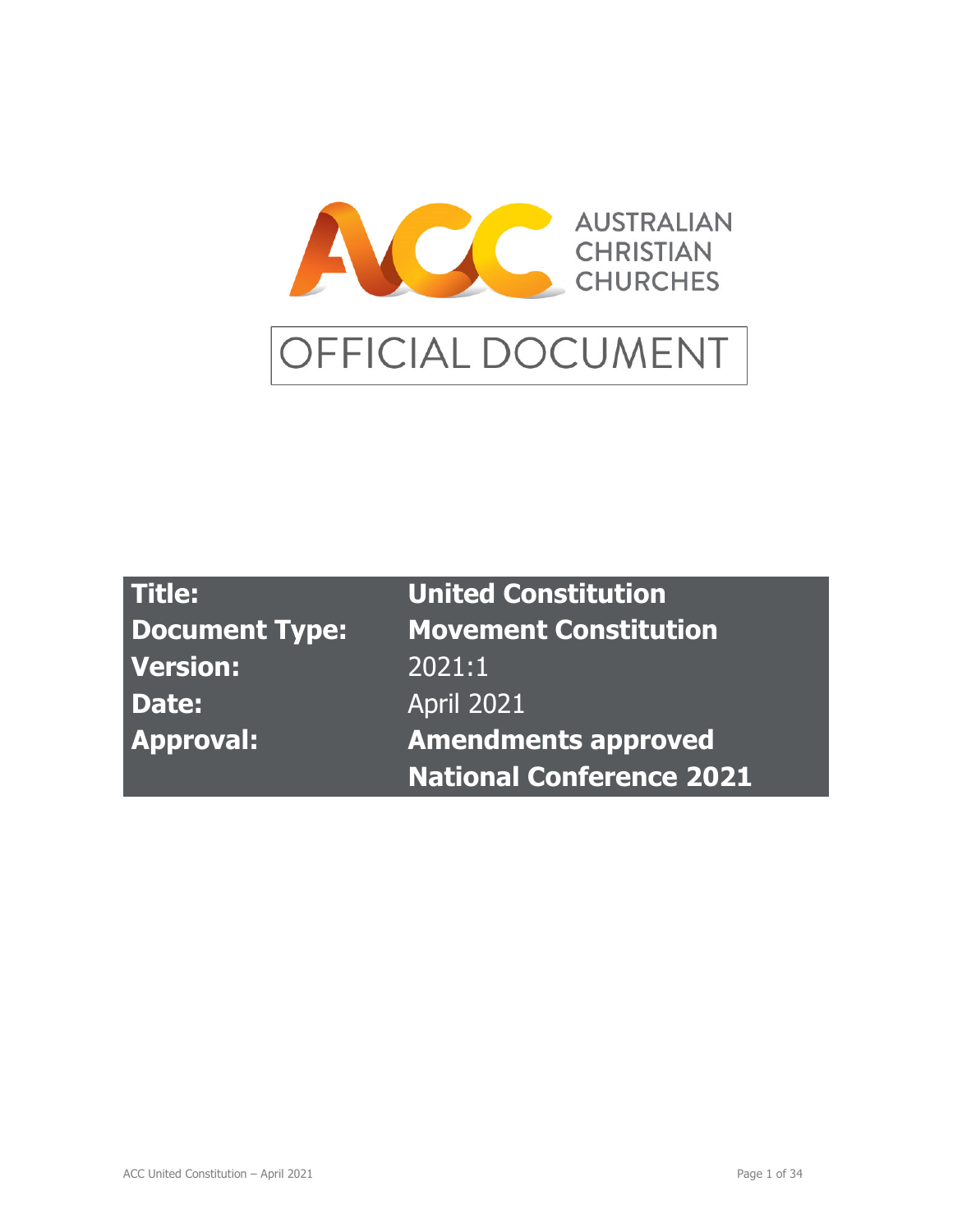AUSTRALIAN CHRISTIAN CHURCHES

# OFFICIAL DOCUMENT

| | |
|---|---|
| **Title:** | **United Constitution** |
| **Document Type:** | **Movement Constitution** |
| **Version:** | 2021:1 |
| **Date:** | April 2021 |
| **Approval:** | **Amendments approved National Conference 2021** |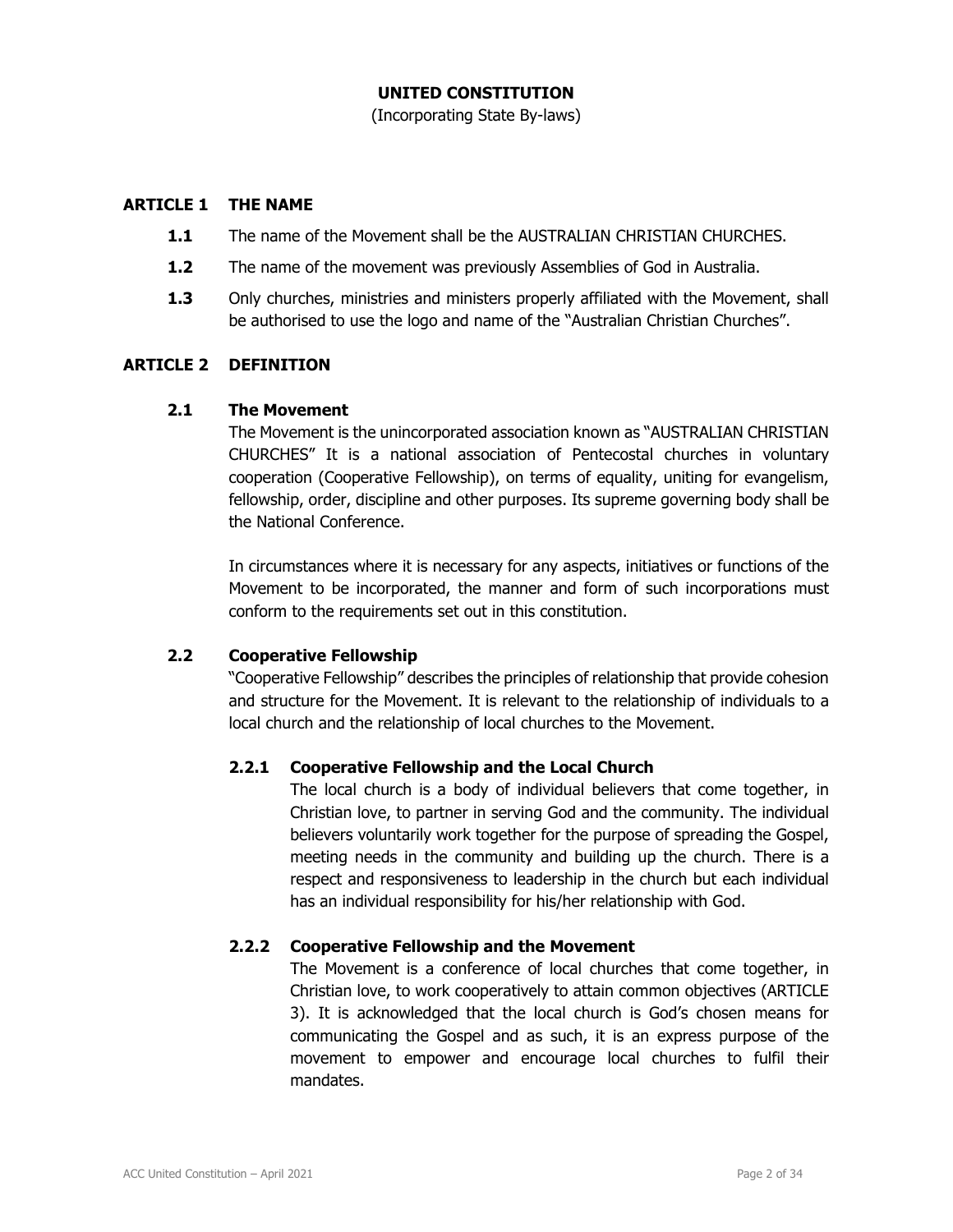# UNITED CONSTITUTION

(Incorporating State By-laws)

## ARTICLE 1 THE NAME

**1.1** The name of the Movement shall be the AUSTRALIAN CHRISTIAN CHURCHES.

**1.2** The name of the movement was previously Assemblies of God in Australia.

**1.3** Only churches, ministries and ministers properly affiliated with the Movement, shall be authorised to use the logo and name of the "Australian Christian Churches".

## ARTICLE 2 DEFINITION

### 2.1 The Movement

The Movement is the unincorporated association known as "AUSTRALIAN CHRISTIAN CHURCHES" It is a national association of Pentecostal churches in voluntary cooperation (Cooperative Fellowship), on terms of equality, uniting for evangelism, fellowship, order, discipline and other purposes. Its supreme governing body shall be the National Conference.

In circumstances where it is necessary for any aspects, initiatives or functions of the Movement to be incorporated, the manner and form of such incorporations must conform to the requirements set out in this constitution.

### 2.2 Cooperative Fellowship

"Cooperative Fellowship" describes the principles of relationship that provide cohesion and structure for the Movement. It is relevant to the relationship of individuals to a local church and the relationship of local churches to the Movement.

#### 2.2.1 Cooperative Fellowship and the Local Church

The local church is a body of individual believers that come together, in Christian love, to partner in serving God and the community. The individual believers voluntarily work together for the purpose of spreading the Gospel, meeting needs in the community and building up the church. There is a respect and responsiveness to leadership in the church but each individual has an individual responsibility for his/her relationship with God.

#### 2.2.2 Cooperative Fellowship and the Movement

The Movement is a conference of local churches that come together, in Christian love, to work cooperatively to attain common objectives (ARTICLE 3). It is acknowledged that the local church is God's chosen means for communicating the Gospel and as such, it is an express purpose of the movement to empower and encourage local churches to fulfil their mandates.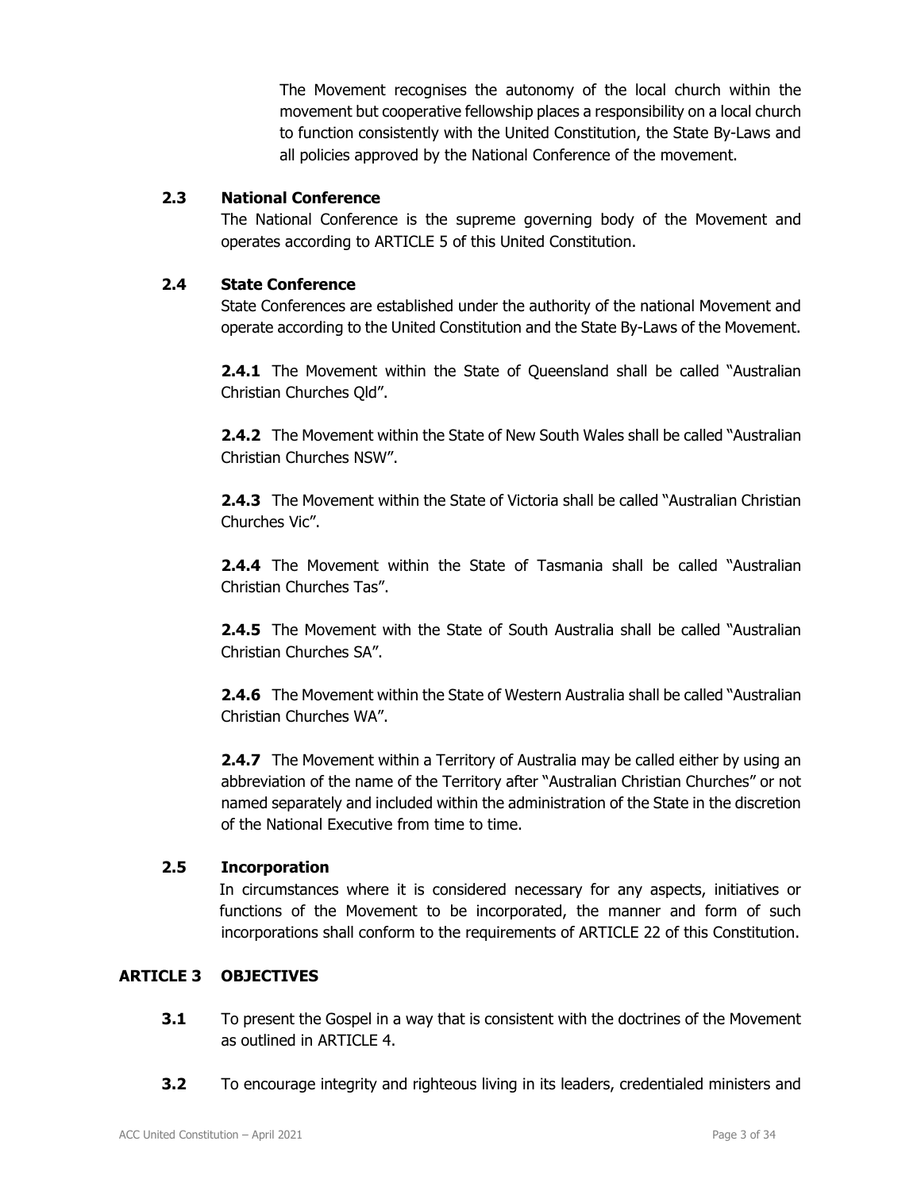The Movement recognises the autonomy of the local church within the movement but cooperative fellowship places a responsibility on a local church to function consistently with the United Constitution, the State By-Laws and all policies approved by the National Conference of the movement.

### 2.3 National Conference

The National Conference is the supreme governing body of the Movement and operates according to ARTICLE 5 of this United Constitution.

### 2.4 State Conference

State Conferences are established under the authority of the national Movement and operate according to the United Constitution and the State By-Laws of the Movement.

**2.4.1** The Movement within the State of Queensland shall be called "Australian Christian Churches Qld".

**2.4.2** The Movement within the State of New South Wales shall be called "Australian Christian Churches NSW".

**2.4.3** The Movement within the State of Victoria shall be called "Australian Christian Churches Vic".

**2.4.4** The Movement within the State of Tasmania shall be called "Australian Christian Churches Tas".

**2.4.5** The Movement with the State of South Australia shall be called "Australian Christian Churches SA".

**2.4.6** The Movement within the State of Western Australia shall be called "Australian Christian Churches WA".

**2.4.7** The Movement within a Territory of Australia may be called either by using an abbreviation of the name of the Territory after "Australian Christian Churches" or not named separately and included within the administration of the State in the discretion of the National Executive from time to time.

### 2.5 Incorporation

In circumstances where it is considered necessary for any aspects, initiatives or functions of the Movement to be incorporated, the manner and form of such incorporations shall conform to the requirements of ARTICLE 22 of this Constitution.

## ARTICLE 3 OBJECTIVES

**3.1** To present the Gospel in a way that is consistent with the doctrines of the Movement as outlined in ARTICLE 4.

**3.2** To encourage integrity and righteous living in its leaders, credentialed ministers and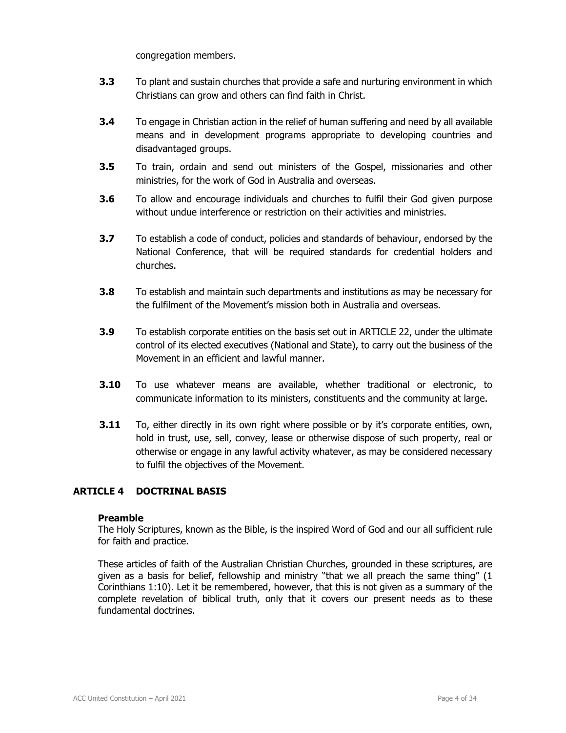congregation members.

**3.3** To plant and sustain churches that provide a safe and nurturing environment in which Christians can grow and others can find faith in Christ.

**3.4** To engage in Christian action in the relief of human suffering and need by all available means and in development programs appropriate to developing countries and disadvantaged groups.

**3.5** To train, ordain and send out ministers of the Gospel, missionaries and other ministries, for the work of God in Australia and overseas.

**3.6** To allow and encourage individuals and churches to fulfil their God given purpose without undue interference or restriction on their activities and ministries.

**3.7** To establish a code of conduct, policies and standards of behaviour, endorsed by the National Conference, that will be required standards for credential holders and churches.

**3.8** To establish and maintain such departments and institutions as may be necessary for the fulfilment of the Movement's mission both in Australia and overseas.

**3.9** To establish corporate entities on the basis set out in ARTICLE 22, under the ultimate control of its elected executives (National and State), to carry out the business of the Movement in an efficient and lawful manner.

**3.10** To use whatever means are available, whether traditional or electronic, to communicate information to its ministers, constituents and the community at large.

**3.11** To, either directly in its own right where possible or by it's corporate entities, own, hold in trust, use, sell, convey, lease or otherwise dispose of such property, real or otherwise or engage in any lawful activity whatever, as may be considered necessary to fulfil the objectives of the Movement.

## ARTICLE 4 DOCTRINAL BASIS

**Preamble**

The Holy Scriptures, known as the Bible, is the inspired Word of God and our all sufficient rule for faith and practice.

These articles of faith of the Australian Christian Churches, grounded in these scriptures, are given as a basis for belief, fellowship and ministry "that we all preach the same thing" (1 Corinthians 1:10). Let it be remembered, however, that this is not given as a summary of the complete revelation of biblical truth, only that it covers our present needs as to these fundamental doctrines.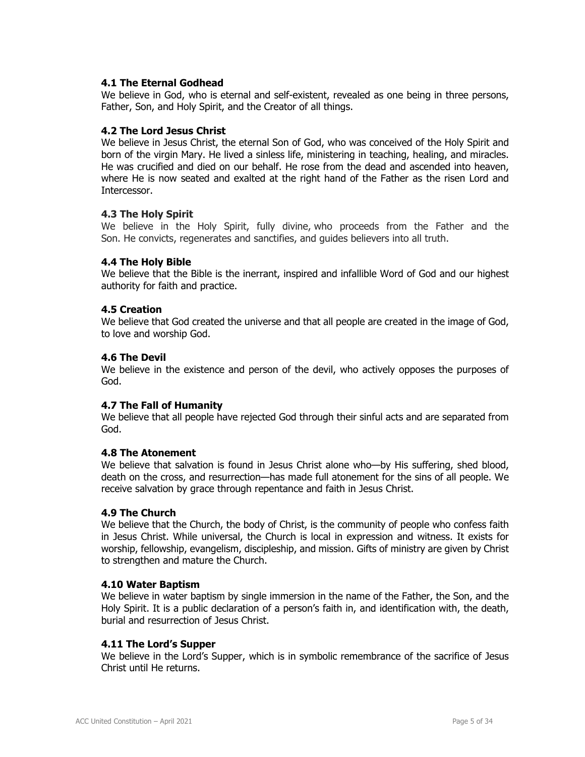### 4.1 The Eternal Godhead

We believe in God, who is eternal and self-existent, revealed as one being in three persons, Father, Son, and Holy Spirit, and the Creator of all things.

### 4.2 The Lord Jesus Christ

We believe in Jesus Christ, the eternal Son of God, who was conceived of the Holy Spirit and born of the virgin Mary. He lived a sinless life, ministering in teaching, healing, and miracles. He was crucified and died on our behalf. He rose from the dead and ascended into heaven, where He is now seated and exalted at the right hand of the Father as the risen Lord and Intercessor.

### 4.3 The Holy Spirit

We believe in the Holy Spirit, fully divine, who proceeds from the Father and the Son. He convicts, regenerates and sanctifies, and guides believers into all truth.

### 4.4 The Holy Bible

We believe that the Bible is the inerrant, inspired and infallible Word of God and our highest authority for faith and practice.

### 4.5 Creation

We believe that God created the universe and that all people are created in the image of God, to love and worship God.

### 4.6 The Devil

We believe in the existence and person of the devil, who actively opposes the purposes of God.

### 4.7 The Fall of Humanity

We believe that all people have rejected God through their sinful acts and are separated from God.

### 4.8 The Atonement

We believe that salvation is found in Jesus Christ alone who—by His suffering, shed blood, death on the cross, and resurrection—has made full atonement for the sins of all people. We receive salvation by grace through repentance and faith in Jesus Christ.

### 4.9 The Church

We believe that the Church, the body of Christ, is the community of people who confess faith in Jesus Christ. While universal, the Church is local in expression and witness. It exists for worship, fellowship, evangelism, discipleship, and mission. Gifts of ministry are given by Christ to strengthen and mature the Church.

### 4.10 Water Baptism

We believe in water baptism by single immersion in the name of the Father, the Son, and the Holy Spirit. It is a public declaration of a person's faith in, and identification with, the death, burial and resurrection of Jesus Christ.

### 4.11 The Lord's Supper

We believe in the Lord's Supper, which is in symbolic remembrance of the sacrifice of Jesus Christ until He returns.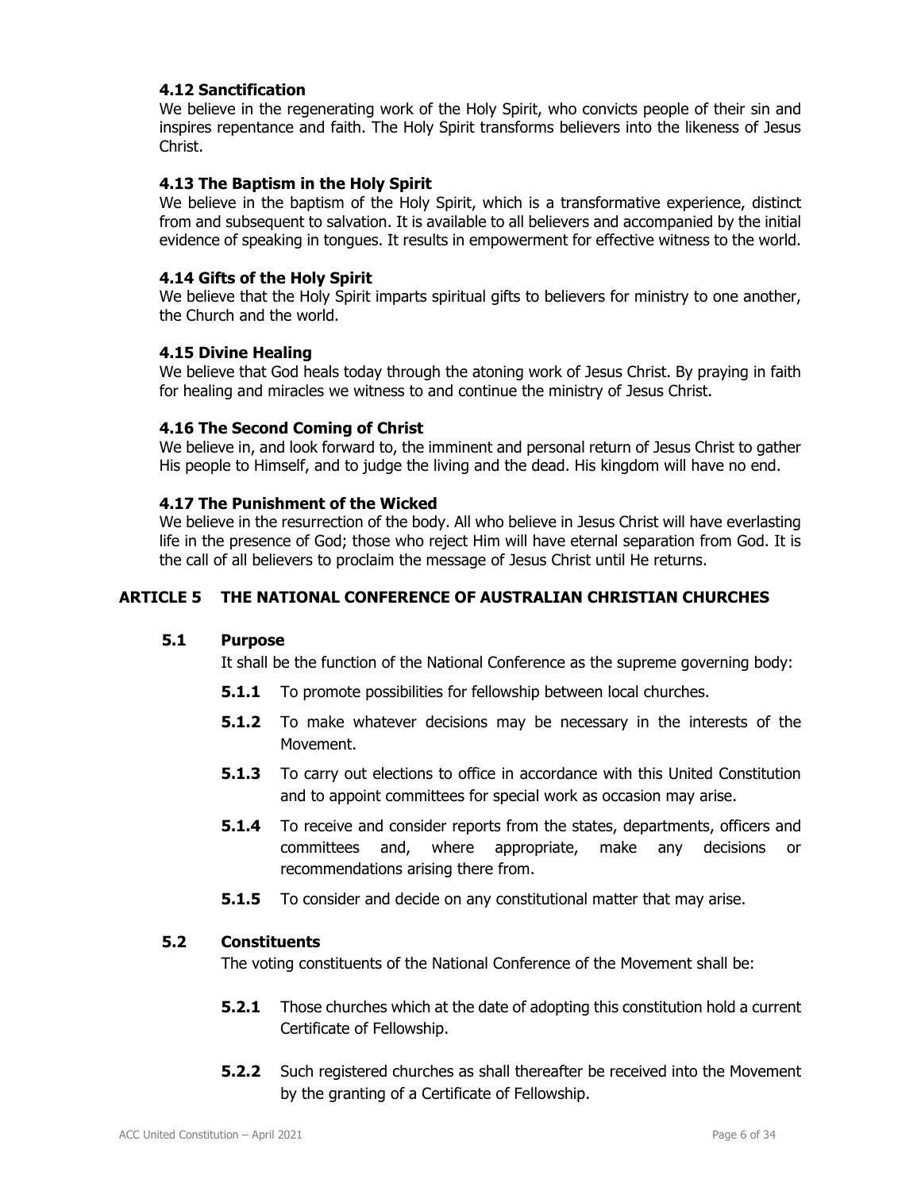### 4.12 Sanctification

We believe in the regenerating work of the Holy Spirit, who convicts people of their sin and inspires repentance and faith. The Holy Spirit transforms believers into the likeness of Jesus Christ.

### 4.13 The Baptism in the Holy Spirit

We believe in the baptism of the Holy Spirit, which is a transformative experience, distinct from and subsequent to salvation. It is available to all believers and accompanied by the initial evidence of speaking in tongues. It results in empowerment for effective witness to the world.

### 4.14 Gifts of the Holy Spirit

We believe that the Holy Spirit imparts spiritual gifts to believers for ministry to one another, the Church and the world.

### 4.15 Divine Healing

We believe that God heals today through the atoning work of Jesus Christ. By praying in faith for healing and miracles we witness to and continue the ministry of Jesus Christ.

### 4.16 The Second Coming of Christ

We believe in, and look forward to, the imminent and personal return of Jesus Christ to gather His people to Himself, and to judge the living and the dead. His kingdom will have no end.

### 4.17 The Punishment of the Wicked

We believe in the resurrection of the body. All who believe in Jesus Christ will have everlasting life in the presence of God; those who reject Him will have eternal separation from God. It is the call of all believers to proclaim the message of Jesus Christ until He returns.

## ARTICLE 5 THE NATIONAL CONFERENCE OF AUSTRALIAN CHRISTIAN CHURCHES

### 5.1 Purpose

It shall be the function of the National Conference as the supreme governing body:

**5.1.1** To promote possibilities for fellowship between local churches.

**5.1.2** To make whatever decisions may be necessary in the interests of the Movement.

**5.1.3** To carry out elections to office in accordance with this United Constitution and to appoint committees for special work as occasion may arise.

**5.1.4** To receive and consider reports from the states, departments, officers and committees and, where appropriate, make any decisions or recommendations arising there from.

**5.1.5** To consider and decide on any constitutional matter that may arise.

### 5.2 Constituents

The voting constituents of the National Conference of the Movement shall be:

**5.2.1** Those churches which at the date of adopting this constitution hold a current Certificate of Fellowship.

**5.2.2** Such registered churches as shall thereafter be received into the Movement by the granting of a Certificate of Fellowship.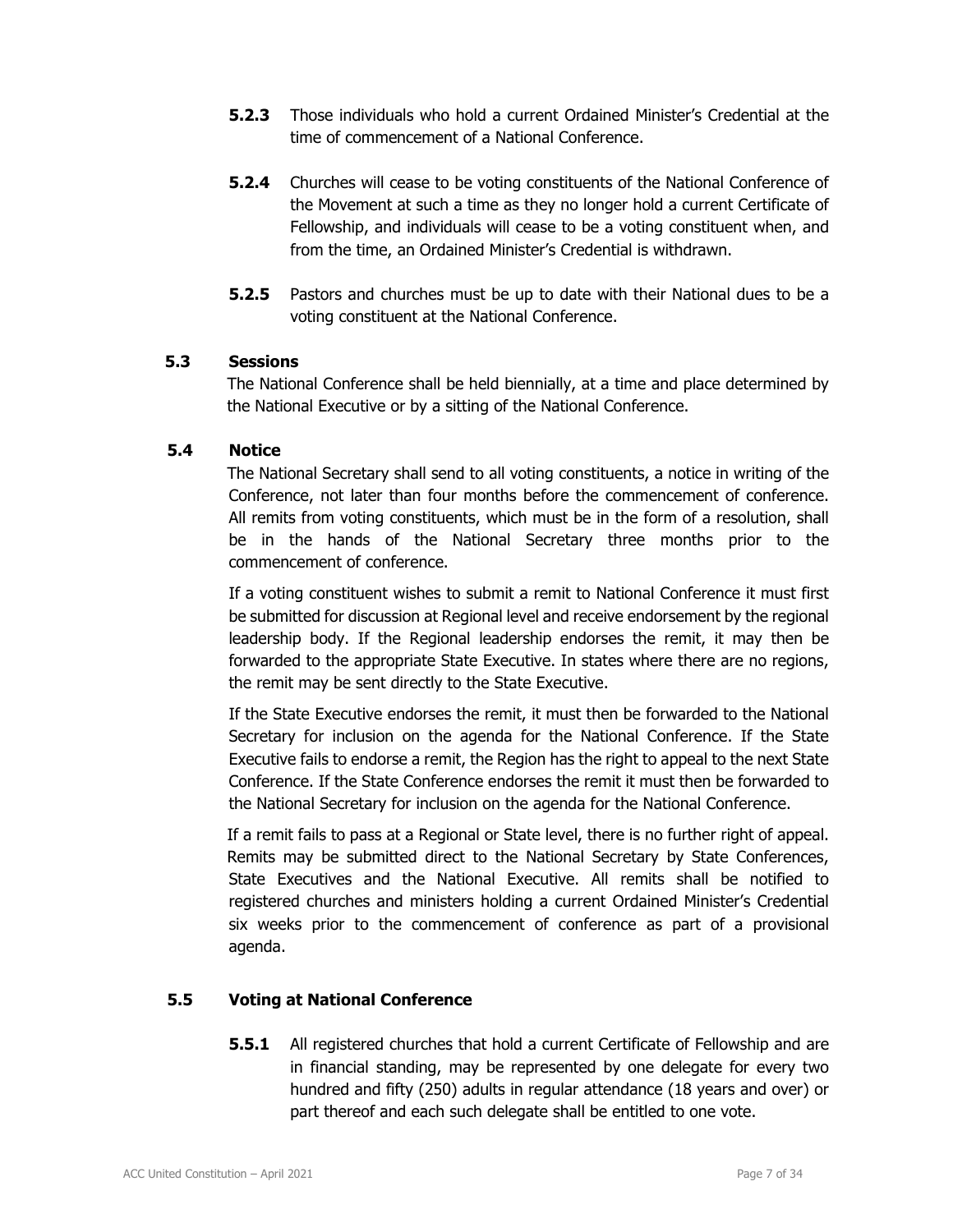**5.2.3** Those individuals who hold a current Ordained Minister's Credential at the time of commencement of a National Conference.

**5.2.4** Churches will cease to be voting constituents of the National Conference of the Movement at such a time as they no longer hold a current Certificate of Fellowship, and individuals will cease to be a voting constituent when, and from the time, an Ordained Minister's Credential is withdrawn.

**5.2.5** Pastors and churches must be up to date with their National dues to be a voting constituent at the National Conference.

### 5.3 Sessions

The National Conference shall be held biennially, at a time and place determined by the National Executive or by a sitting of the National Conference.

### 5.4 Notice

The National Secretary shall send to all voting constituents, a notice in writing of the Conference, not later than four months before the commencement of conference. All remits from voting constituents, which must be in the form of a resolution, shall be in the hands of the National Secretary three months prior to the commencement of conference.

If a voting constituent wishes to submit a remit to National Conference it must first be submitted for discussion at Regional level and receive endorsement by the regional leadership body. If the Regional leadership endorses the remit, it may then be forwarded to the appropriate State Executive. In states where there are no regions, the remit may be sent directly to the State Executive.

If the State Executive endorses the remit, it must then be forwarded to the National Secretary for inclusion on the agenda for the National Conference. If the State Executive fails to endorse a remit, the Region has the right to appeal to the next State Conference. If the State Conference endorses the remit it must then be forwarded to the National Secretary for inclusion on the agenda for the National Conference.

If a remit fails to pass at a Regional or State level, there is no further right of appeal. Remits may be submitted direct to the National Secretary by State Conferences, State Executives and the National Executive. All remits shall be notified to registered churches and ministers holding a current Ordained Minister's Credential six weeks prior to the commencement of conference as part of a provisional agenda.

### 5.5 Voting at National Conference

**5.5.1** All registered churches that hold a current Certificate of Fellowship and are in financial standing, may be represented by one delegate for every two hundred and fifty (250) adults in regular attendance (18 years and over) or part thereof and each such delegate shall be entitled to one vote.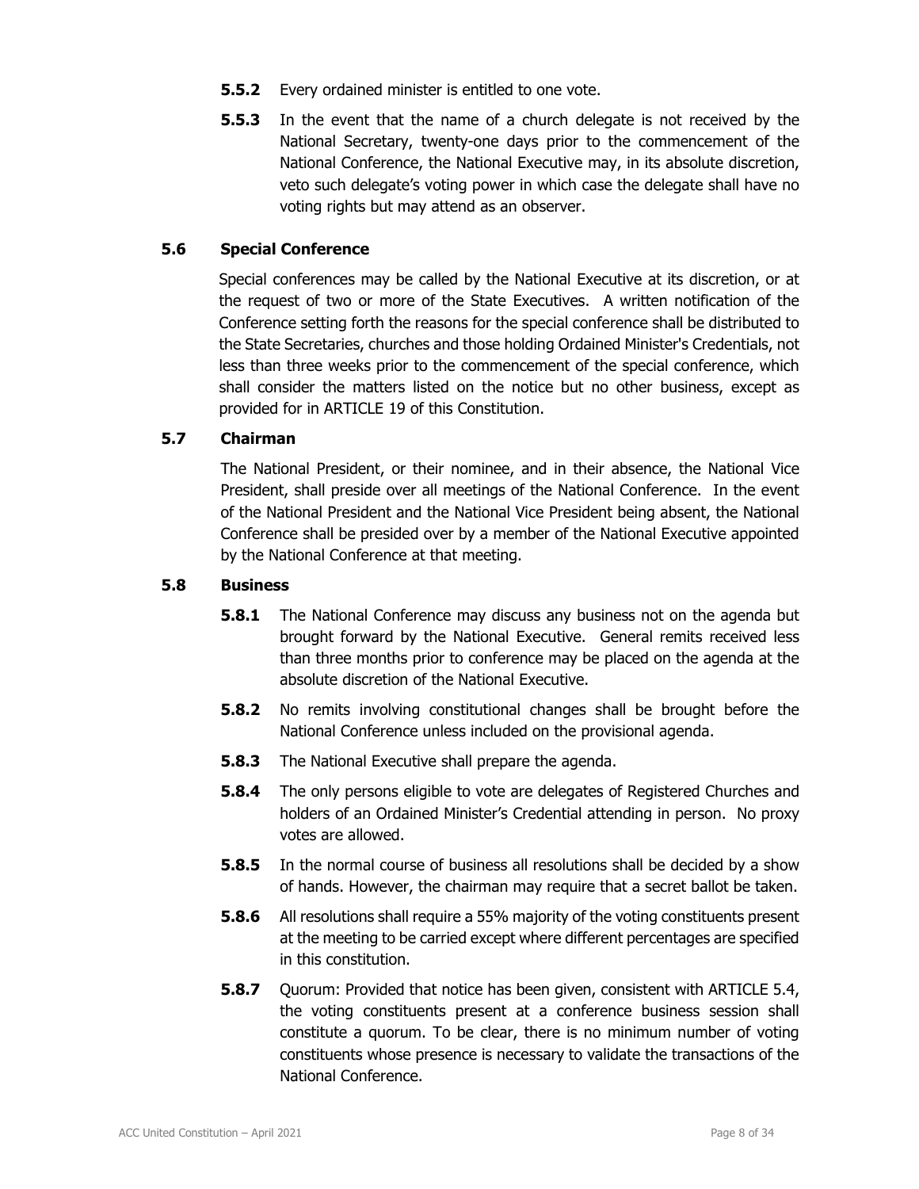**5.5.2** Every ordained minister is entitled to one vote.

**5.5.3** In the event that the name of a church delegate is not received by the National Secretary, twenty-one days prior to the commencement of the National Conference, the National Executive may, in its absolute discretion, veto such delegate's voting power in which case the delegate shall have no voting rights but may attend as an observer.

### 5.6 Special Conference

Special conferences may be called by the National Executive at its discretion, or at the request of two or more of the State Executives. A written notification of the Conference setting forth the reasons for the special conference shall be distributed to the State Secretaries, churches and those holding Ordained Minister's Credentials, not less than three weeks prior to the commencement of the special conference, which shall consider the matters listed on the notice but no other business, except as provided for in ARTICLE 19 of this Constitution.

### 5.7 Chairman

The National President, or their nominee, and in their absence, the National Vice President, shall preside over all meetings of the National Conference. In the event of the National President and the National Vice President being absent, the National Conference shall be presided over by a member of the National Executive appointed by the National Conference at that meeting.

### 5.8 Business

**5.8.1** The National Conference may discuss any business not on the agenda but brought forward by the National Executive. General remits received less than three months prior to conference may be placed on the agenda at the absolute discretion of the National Executive.

**5.8.2** No remits involving constitutional changes shall be brought before the National Conference unless included on the provisional agenda.

**5.8.3** The National Executive shall prepare the agenda.

**5.8.4** The only persons eligible to vote are delegates of Registered Churches and holders of an Ordained Minister's Credential attending in person. No proxy votes are allowed.

**5.8.5** In the normal course of business all resolutions shall be decided by a show of hands. However, the chairman may require that a secret ballot be taken.

**5.8.6** All resolutions shall require a 55% majority of the voting constituents present at the meeting to be carried except where different percentages are specified in this constitution.

**5.8.7** Quorum: Provided that notice has been given, consistent with ARTICLE 5.4, the voting constituents present at a conference business session shall constitute a quorum. To be clear, there is no minimum number of voting constituents whose presence is necessary to validate the transactions of the National Conference.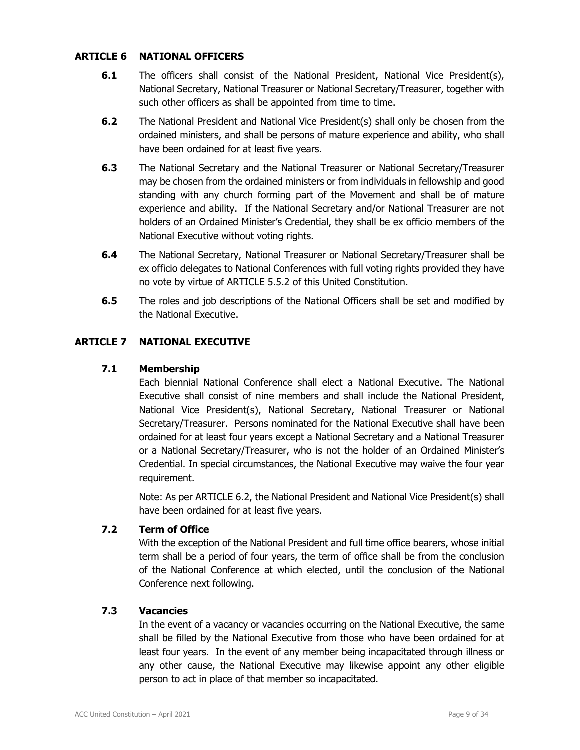## ARTICLE 6 NATIONAL OFFICERS

**6.1** The officers shall consist of the National President, National Vice President(s), National Secretary, National Treasurer or National Secretary/Treasurer, together with such other officers as shall be appointed from time to time.

**6.2** The National President and National Vice President(s) shall only be chosen from the ordained ministers, and shall be persons of mature experience and ability, who shall have been ordained for at least five years.

**6.3** The National Secretary and the National Treasurer or National Secretary/Treasurer may be chosen from the ordained ministers or from individuals in fellowship and good standing with any church forming part of the Movement and shall be of mature experience and ability. If the National Secretary and/or National Treasurer are not holders of an Ordained Minister's Credential, they shall be ex officio members of the National Executive without voting rights.

**6.4** The National Secretary, National Treasurer or National Secretary/Treasurer shall be ex officio delegates to National Conferences with full voting rights provided they have no vote by virtue of ARTICLE 5.5.2 of this United Constitution.

**6.5** The roles and job descriptions of the National Officers shall be set and modified by the National Executive.

## ARTICLE 7 NATIONAL EXECUTIVE

### 7.1 Membership

Each biennial National Conference shall elect a National Executive. The National Executive shall consist of nine members and shall include the National President, National Vice President(s), National Secretary, National Treasurer or National Secretary/Treasurer. Persons nominated for the National Executive shall have been ordained for at least four years except a National Secretary and a National Treasurer or a National Secretary/Treasurer, who is not the holder of an Ordained Minister's Credential. In special circumstances, the National Executive may waive the four year requirement.

Note: As per ARTICLE 6.2, the National President and National Vice President(s) shall have been ordained for at least five years.

### 7.2 Term of Office

With the exception of the National President and full time office bearers, whose initial term shall be a period of four years, the term of office shall be from the conclusion of the National Conference at which elected, until the conclusion of the National Conference next following.

### 7.3 Vacancies

In the event of a vacancy or vacancies occurring on the National Executive, the same shall be filled by the National Executive from those who have been ordained for at least four years. In the event of any member being incapacitated through illness or any other cause, the National Executive may likewise appoint any other eligible person to act in place of that member so incapacitated.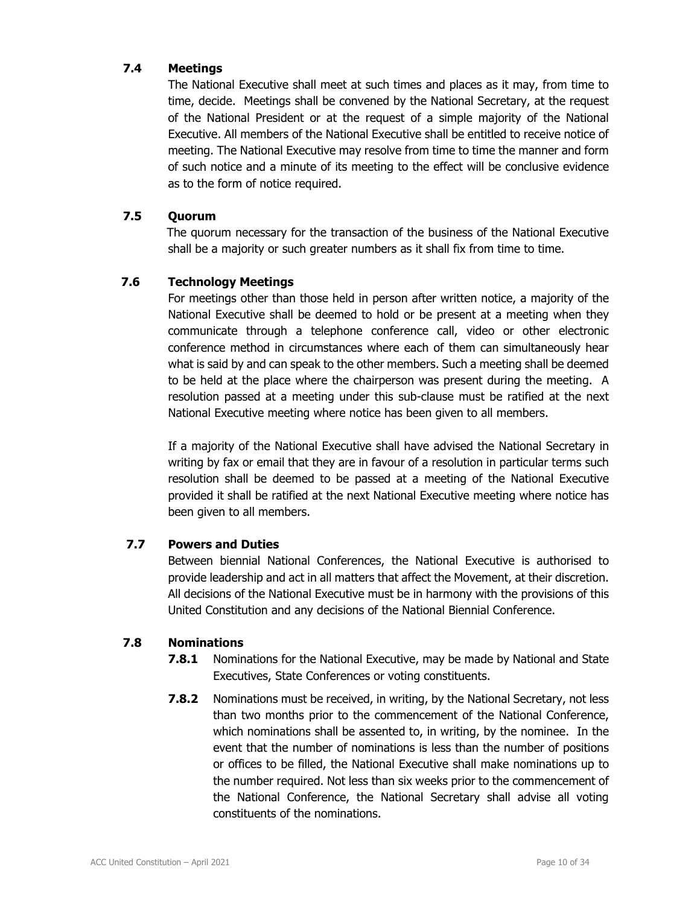### 7.4 Meetings

The National Executive shall meet at such times and places as it may, from time to time, decide. Meetings shall be convened by the National Secretary, at the request of the National President or at the request of a simple majority of the National Executive. All members of the National Executive shall be entitled to receive notice of meeting. The National Executive may resolve from time to time the manner and form of such notice and a minute of its meeting to the effect will be conclusive evidence as to the form of notice required.

### 7.5 Quorum

The quorum necessary for the transaction of the business of the National Executive shall be a majority or such greater numbers as it shall fix from time to time.

### 7.6 Technology Meetings

For meetings other than those held in person after written notice, a majority of the National Executive shall be deemed to hold or be present at a meeting when they communicate through a telephone conference call, video or other electronic conference method in circumstances where each of them can simultaneously hear what is said by and can speak to the other members. Such a meeting shall be deemed to be held at the place where the chairperson was present during the meeting. A resolution passed at a meeting under this sub-clause must be ratified at the next National Executive meeting where notice has been given to all members.

If a majority of the National Executive shall have advised the National Secretary in writing by fax or email that they are in favour of a resolution in particular terms such resolution shall be deemed to be passed at a meeting of the National Executive provided it shall be ratified at the next National Executive meeting where notice has been given to all members.

### 7.7 Powers and Duties

Between biennial National Conferences, the National Executive is authorised to provide leadership and act in all matters that affect the Movement, at their discretion. All decisions of the National Executive must be in harmony with the provisions of this United Constitution and any decisions of the National Biennial Conference.

### 7.8 Nominations

**7.8.1** Nominations for the National Executive, may be made by National and State Executives, State Conferences or voting constituents.

**7.8.2** Nominations must be received, in writing, by the National Secretary, not less than two months prior to the commencement of the National Conference, which nominations shall be assented to, in writing, by the nominee. In the event that the number of nominations is less than the number of positions or offices to be filled, the National Executive shall make nominations up to the number required. Not less than six weeks prior to the commencement of the National Conference, the National Secretary shall advise all voting constituents of the nominations.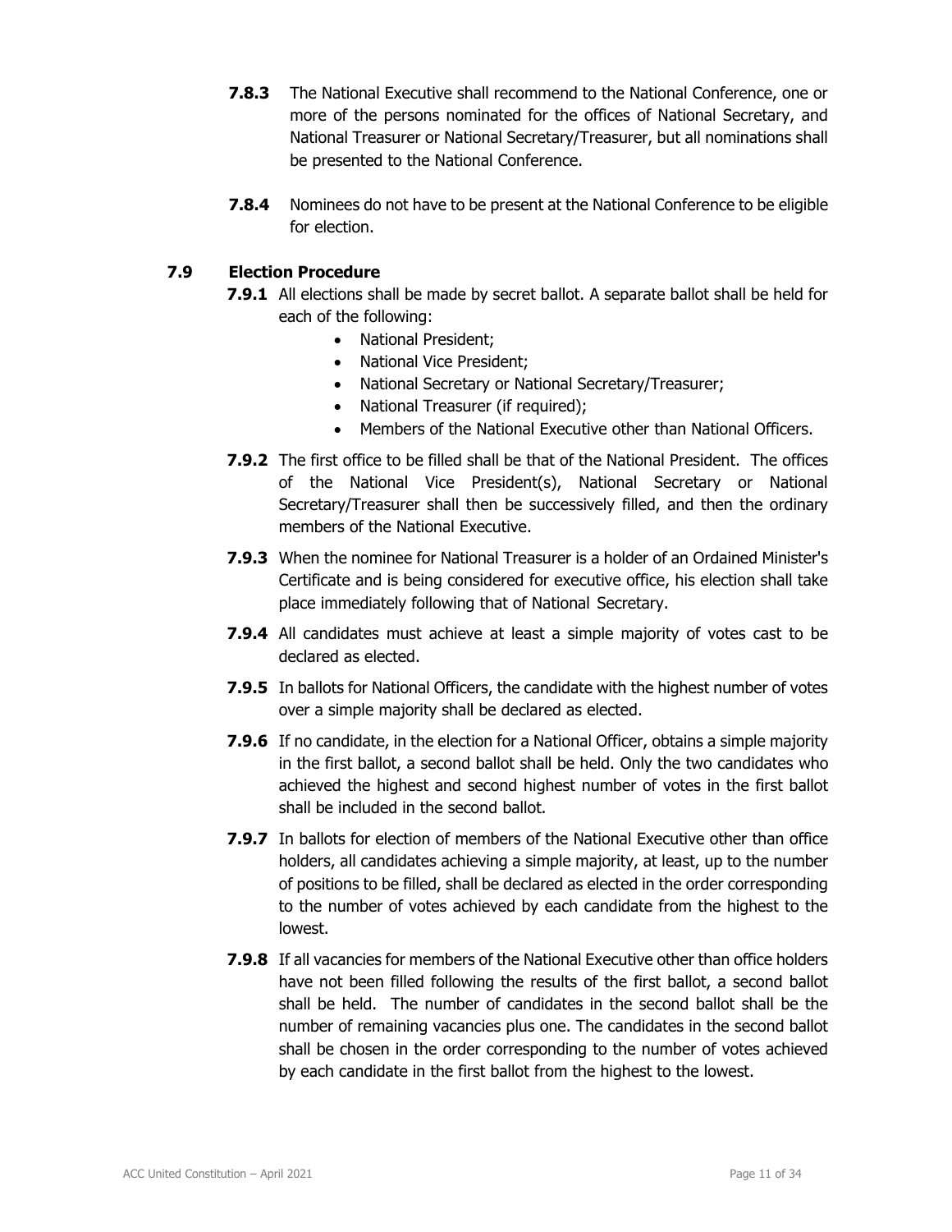**7.8.3** The National Executive shall recommend to the National Conference, one or more of the persons nominated for the offices of National Secretary, and National Treasurer or National Secretary/Treasurer, but all nominations shall be presented to the National Conference.

**7.8.4** Nominees do not have to be present at the National Conference to be eligible for election.

### 7.9 Election Procedure

**7.9.1** All elections shall be made by secret ballot. A separate ballot shall be held for each of the following:

- National President;
- National Vice President;
- National Secretary or National Secretary/Treasurer;
- National Treasurer (if required);
- Members of the National Executive other than National Officers.

**7.9.2** The first office to be filled shall be that of the National President. The offices of the National Vice President(s), National Secretary or National Secretary/Treasurer shall then be successively filled, and then the ordinary members of the National Executive.

**7.9.3** When the nominee for National Treasurer is a holder of an Ordained Minister's Certificate and is being considered for executive office, his election shall take place immediately following that of National Secretary.

**7.9.4** All candidates must achieve at least a simple majority of votes cast to be declared as elected.

**7.9.5** In ballots for National Officers, the candidate with the highest number of votes over a simple majority shall be declared as elected.

**7.9.6** If no candidate, in the election for a National Officer, obtains a simple majority in the first ballot, a second ballot shall be held. Only the two candidates who achieved the highest and second highest number of votes in the first ballot shall be included in the second ballot.

**7.9.7** In ballots for election of members of the National Executive other than office holders, all candidates achieving a simple majority, at least, up to the number of positions to be filled, shall be declared as elected in the order corresponding to the number of votes achieved by each candidate from the highest to the lowest.

**7.9.8** If all vacancies for members of the National Executive other than office holders have not been filled following the results of the first ballot, a second ballot shall be held. The number of candidates in the second ballot shall be the number of remaining vacancies plus one. The candidates in the second ballot shall be chosen in the order corresponding to the number of votes achieved by each candidate in the first ballot from the highest to the lowest.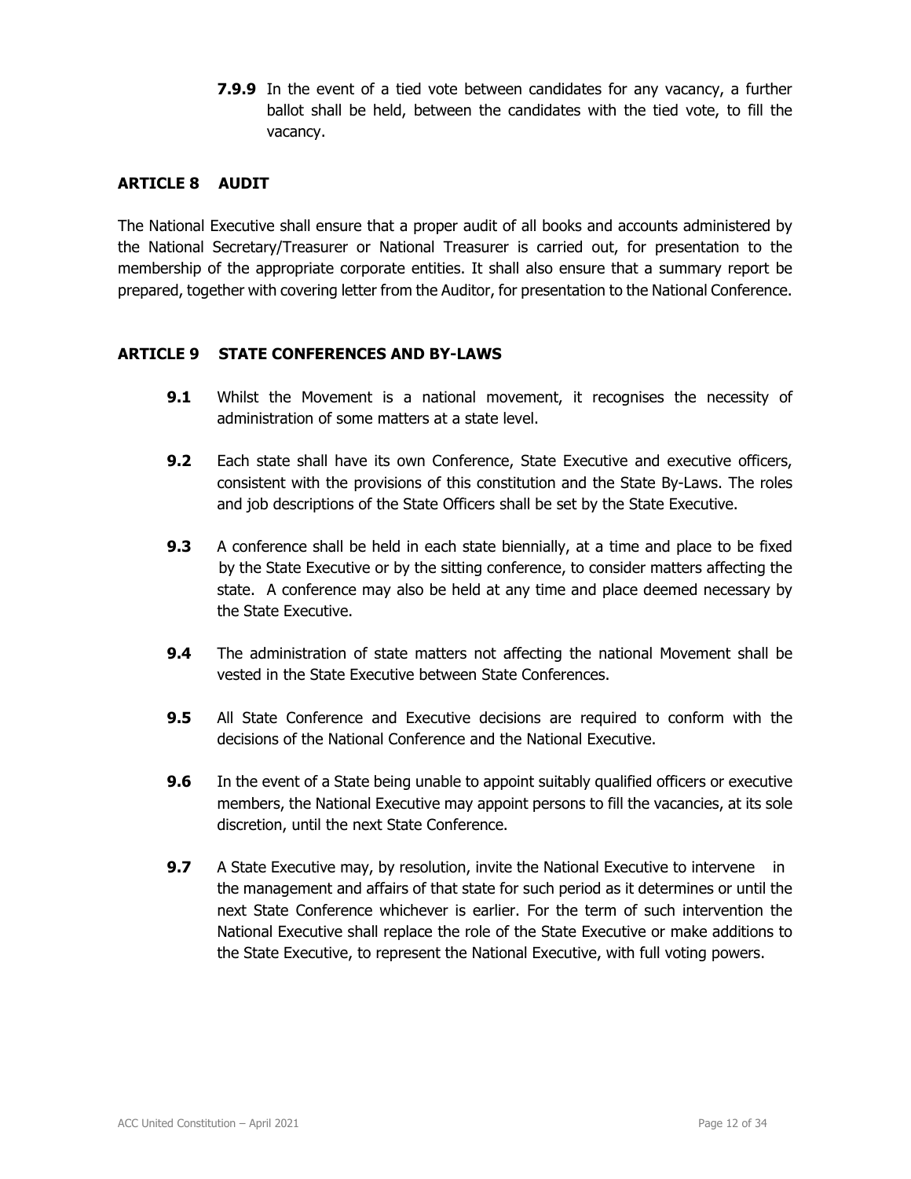**7.9.9** In the event of a tied vote between candidates for any vacancy, a further ballot shall be held, between the candidates with the tied vote, to fill the vacancy.

## ARTICLE 8 AUDIT

The National Executive shall ensure that a proper audit of all books and accounts administered by the National Secretary/Treasurer or National Treasurer is carried out, for presentation to the membership of the appropriate corporate entities. It shall also ensure that a summary report be prepared, together with covering letter from the Auditor, for presentation to the National Conference.

## ARTICLE 9 STATE CONFERENCES AND BY-LAWS

**9.1** Whilst the Movement is a national movement, it recognises the necessity of administration of some matters at a state level.

**9.2** Each state shall have its own Conference, State Executive and executive officers, consistent with the provisions of this constitution and the State By-Laws. The roles and job descriptions of the State Officers shall be set by the State Executive.

**9.3** A conference shall be held in each state biennially, at a time and place to be fixed by the State Executive or by the sitting conference, to consider matters affecting the state. A conference may also be held at any time and place deemed necessary by the State Executive.

**9.4** The administration of state matters not affecting the national Movement shall be vested in the State Executive between State Conferences.

**9.5** All State Conference and Executive decisions are required to conform with the decisions of the National Conference and the National Executive.

**9.6** In the event of a State being unable to appoint suitably qualified officers or executive members, the National Executive may appoint persons to fill the vacancies, at its sole discretion, until the next State Conference.

**9.7** A State Executive may, by resolution, invite the National Executive to intervene in the management and affairs of that state for such period as it determines or until the next State Conference whichever is earlier. For the term of such intervention the National Executive shall replace the role of the State Executive or make additions to the State Executive, to represent the National Executive, with full voting powers.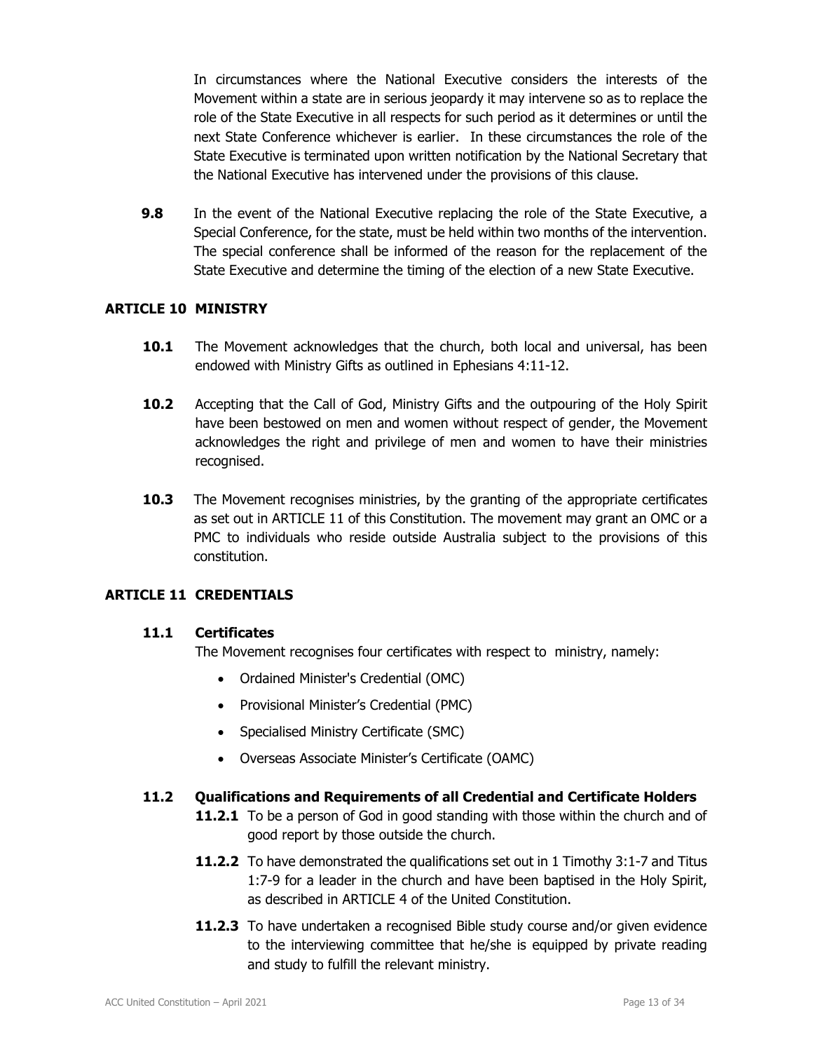In circumstances where the National Executive considers the interests of the Movement within a state are in serious jeopardy it may intervene so as to replace the role of the State Executive in all respects for such period as it determines or until the next State Conference whichever is earlier. In these circumstances the role of the State Executive is terminated upon written notification by the National Secretary that the National Executive has intervened under the provisions of this clause.

**9.8** In the event of the National Executive replacing the role of the State Executive, a Special Conference, for the state, must be held within two months of the intervention. The special conference shall be informed of the reason for the replacement of the State Executive and determine the timing of the election of a new State Executive.

## ARTICLE 10 MINISTRY

**10.1** The Movement acknowledges that the church, both local and universal, has been endowed with Ministry Gifts as outlined in Ephesians 4:11-12.

**10.2** Accepting that the Call of God, Ministry Gifts and the outpouring of the Holy Spirit have been bestowed on men and women without respect of gender, the Movement acknowledges the right and privilege of men and women to have their ministries recognised.

**10.3** The Movement recognises ministries, by the granting of the appropriate certificates as set out in ARTICLE 11 of this Constitution. The movement may grant an OMC or a PMC to individuals who reside outside Australia subject to the provisions of this constitution.

## ARTICLE 11 CREDENTIALS

### 11.1 Certificates

The Movement recognises four certificates with respect to ministry, namely:

- Ordained Minister's Credential (OMC)
- Provisional Minister's Credential (PMC)
- Specialised Ministry Certificate (SMC)
- Overseas Associate Minister's Certificate (OAMC)

### 11.2 Qualifications and Requirements of all Credential and Certificate Holders

**11.2.1** To be a person of God in good standing with those within the church and of good report by those outside the church.

**11.2.2** To have demonstrated the qualifications set out in 1 Timothy 3:1-7 and Titus 1:7-9 for a leader in the church and have been baptised in the Holy Spirit, as described in ARTICLE 4 of the United Constitution.

**11.2.3** To have undertaken a recognised Bible study course and/or given evidence to the interviewing committee that he/she is equipped by private reading and study to fulfill the relevant ministry.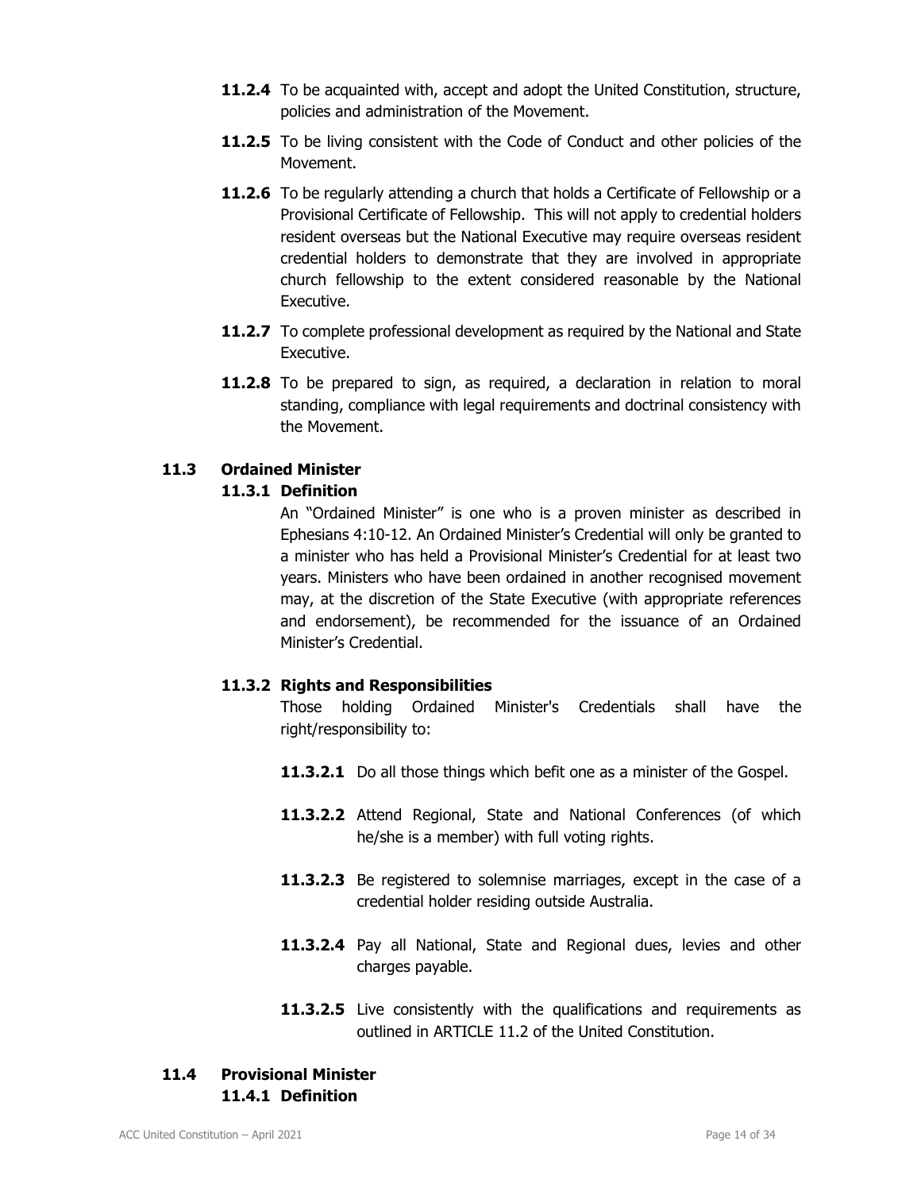**11.2.4** To be acquainted with, accept and adopt the United Constitution, structure, policies and administration of the Movement.

**11.2.5** To be living consistent with the Code of Conduct and other policies of the Movement.

**11.2.6** To be regularly attending a church that holds a Certificate of Fellowship or a Provisional Certificate of Fellowship. This will not apply to credential holders resident overseas but the National Executive may require overseas resident credential holders to demonstrate that they are involved in appropriate church fellowship to the extent considered reasonable by the National Executive.

**11.2.7** To complete professional development as required by the National and State Executive.

**11.2.8** To be prepared to sign, as required, a declaration in relation to moral standing, compliance with legal requirements and doctrinal consistency with the Movement.

## 11.3 Ordained Minister

### 11.3.1 Definition

An "Ordained Minister" is one who is a proven minister as described in Ephesians 4:10-12. An Ordained Minister's Credential will only be granted to a minister who has held a Provisional Minister's Credential for at least two years. Ministers who have been ordained in another recognised movement may, at the discretion of the State Executive (with appropriate references and endorsement), be recommended for the issuance of an Ordained Minister's Credential.

### 11.3.2 Rights and Responsibilities

Those holding Ordained Minister's Credentials shall have the right/responsibility to:

**11.3.2.1** Do all those things which befit one as a minister of the Gospel.

**11.3.2.2** Attend Regional, State and National Conferences (of which he/she is a member) with full voting rights.

**11.3.2.3** Be registered to solemnise marriages, except in the case of a credential holder residing outside Australia.

**11.3.2.4** Pay all National, State and Regional dues, levies and other charges payable.

**11.3.2.5** Live consistently with the qualifications and requirements as outlined in ARTICLE 11.2 of the United Constitution.

## 11.4 Provisional Minister

### 11.4.1 Definition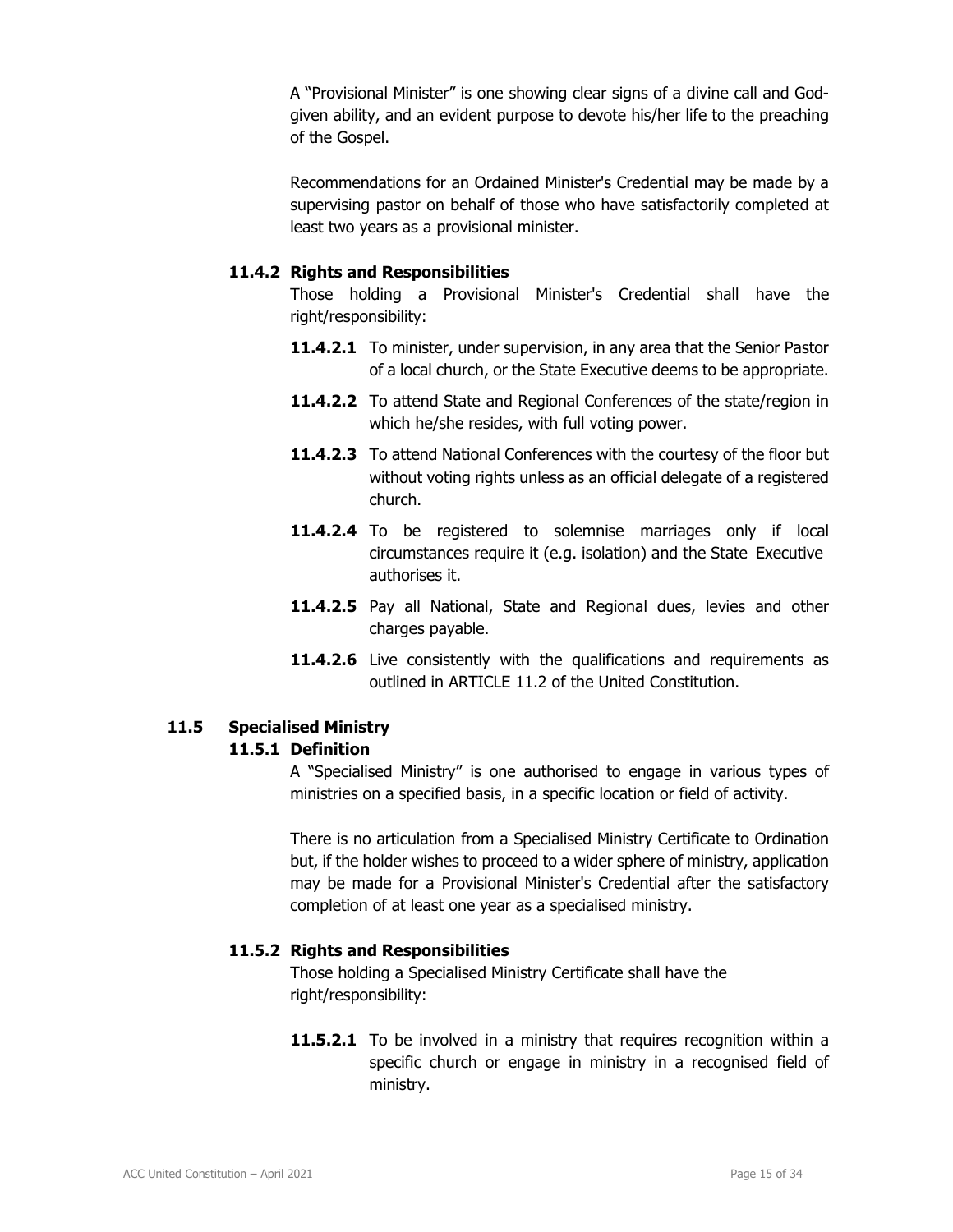A "Provisional Minister" is one showing clear signs of a divine call and God-given ability, and an evident purpose to devote his/her life to the preaching of the Gospel.

Recommendations for an Ordained Minister's Credential may be made by a supervising pastor on behalf of those who have satisfactorily completed at least two years as a provisional minister.

#### 11.4.2 Rights and Responsibilities

Those holding a Provisional Minister's Credential shall have the right/responsibility:

**11.4.2.1** To minister, under supervision, in any area that the Senior Pastor of a local church, or the State Executive deems to be appropriate.

**11.4.2.2** To attend State and Regional Conferences of the state/region in which he/she resides, with full voting power.

**11.4.2.3** To attend National Conferences with the courtesy of the floor but without voting rights unless as an official delegate of a registered church.

**11.4.2.4** To be registered to solemnise marriages only if local circumstances require it (e.g. isolation) and the State Executive authorises it.

**11.4.2.5** Pay all National, State and Regional dues, levies and other charges payable.

**11.4.2.6** Live consistently with the qualifications and requirements as outlined in ARTICLE 11.2 of the United Constitution.

### 11.5 Specialised Ministry

#### 11.5.1 Definition

A "Specialised Ministry" is one authorised to engage in various types of ministries on a specified basis, in a specific location or field of activity.

There is no articulation from a Specialised Ministry Certificate to Ordination but, if the holder wishes to proceed to a wider sphere of ministry, application may be made for a Provisional Minister's Credential after the satisfactory completion of at least one year as a specialised ministry.

#### 11.5.2 Rights and Responsibilities

Those holding a Specialised Ministry Certificate shall have the right/responsibility:

**11.5.2.1** To be involved in a ministry that requires recognition within a specific church or engage in ministry in a recognised field of ministry.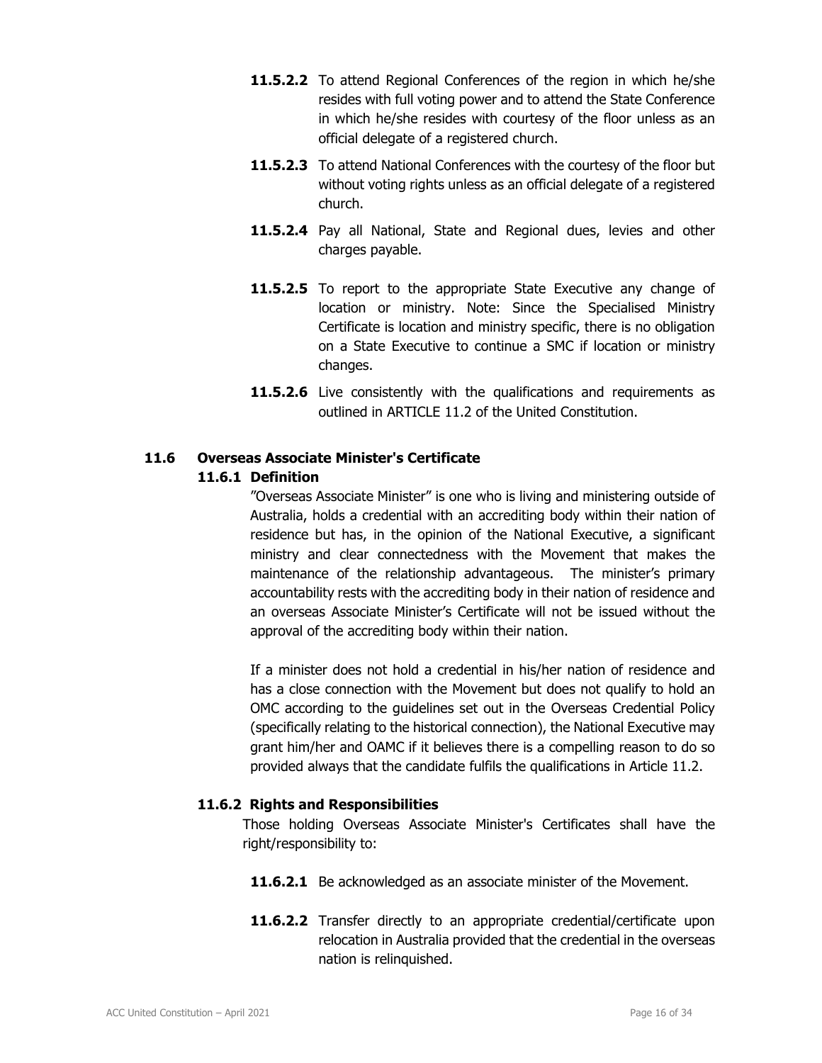**11.5.2.2** To attend Regional Conferences of the region in which he/she resides with full voting power and to attend the State Conference in which he/she resides with courtesy of the floor unless as an official delegate of a registered church.

**11.5.2.3** To attend National Conferences with the courtesy of the floor but without voting rights unless as an official delegate of a registered church.

**11.5.2.4** Pay all National, State and Regional dues, levies and other charges payable.

**11.5.2.5** To report to the appropriate State Executive any change of location or ministry. Note: Since the Specialised Ministry Certificate is location and ministry specific, there is no obligation on a State Executive to continue a SMC if location or ministry changes.

**11.5.2.6** Live consistently with the qualifications and requirements as outlined in ARTICLE 11.2 of the United Constitution.

## 11.6 Overseas Associate Minister's Certificate

### 11.6.1 Definition

"Overseas Associate Minister" is one who is living and ministering outside of Australia, holds a credential with an accrediting body within their nation of residence but has, in the opinion of the National Executive, a significant ministry and clear connectedness with the Movement that makes the maintenance of the relationship advantageous. The minister's primary accountability rests with the accrediting body in their nation of residence and an overseas Associate Minister's Certificate will not be issued without the approval of the accrediting body within their nation.

If a minister does not hold a credential in his/her nation of residence and has a close connection with the Movement but does not qualify to hold an OMC according to the guidelines set out in the Overseas Credential Policy (specifically relating to the historical connection), the National Executive may grant him/her and OAMC if it believes there is a compelling reason to do so provided always that the candidate fulfils the qualifications in Article 11.2.

### 11.6.2 Rights and Responsibilities

Those holding Overseas Associate Minister's Certificates shall have the right/responsibility to:

**11.6.2.1** Be acknowledged as an associate minister of the Movement.

**11.6.2.2** Transfer directly to an appropriate credential/certificate upon relocation in Australia provided that the credential in the overseas nation is relinquished.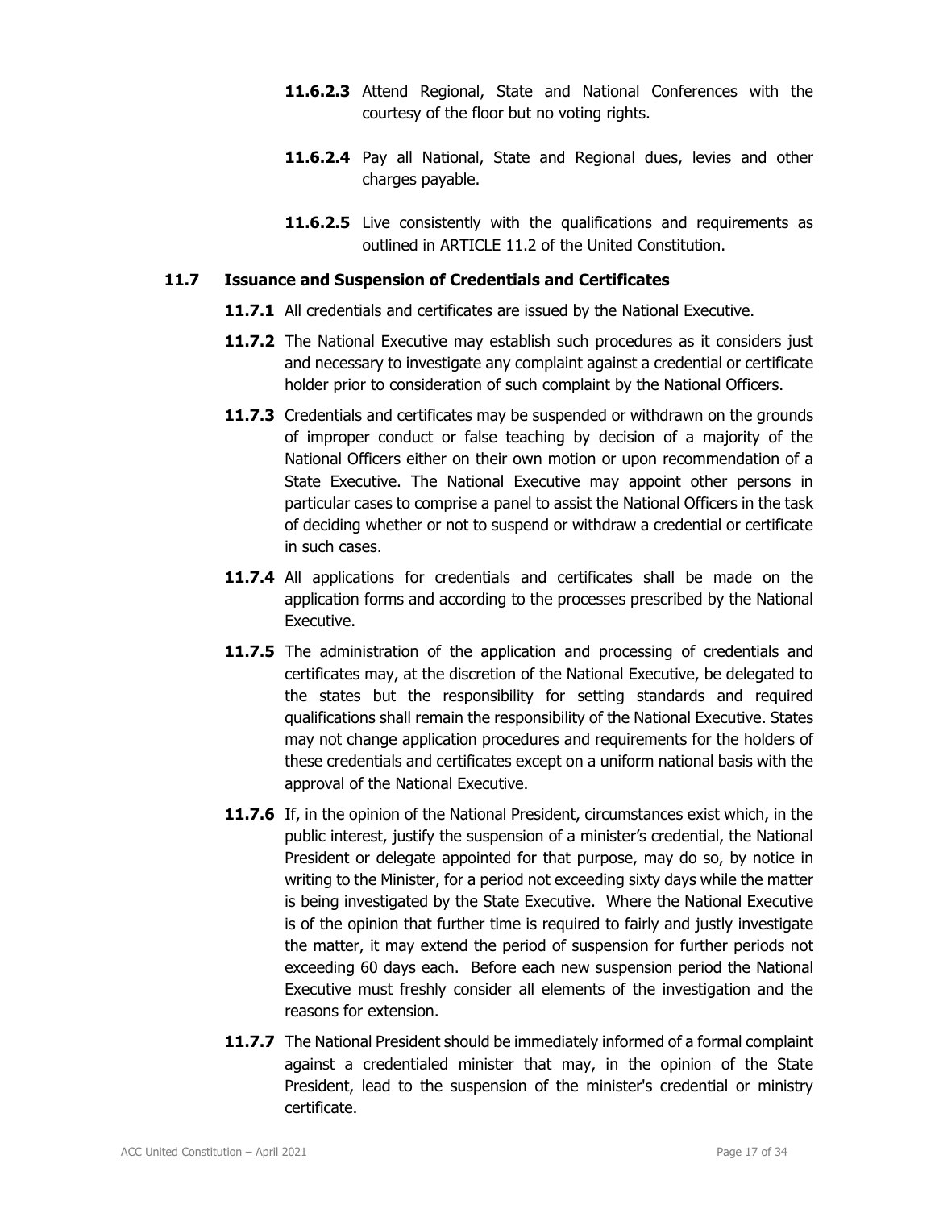**11.6.2.3** Attend Regional, State and National Conferences with the courtesy of the floor but no voting rights.

**11.6.2.4** Pay all National, State and Regional dues, levies and other charges payable.

**11.6.2.5** Live consistently with the qualifications and requirements as outlined in ARTICLE 11.2 of the United Constitution.

### 11.7 Issuance and Suspension of Credentials and Certificates

**11.7.1** All credentials and certificates are issued by the National Executive.

**11.7.2** The National Executive may establish such procedures as it considers just and necessary to investigate any complaint against a credential or certificate holder prior to consideration of such complaint by the National Officers.

**11.7.3** Credentials and certificates may be suspended or withdrawn on the grounds of improper conduct or false teaching by decision of a majority of the National Officers either on their own motion or upon recommendation of a State Executive. The National Executive may appoint other persons in particular cases to comprise a panel to assist the National Officers in the task of deciding whether or not to suspend or withdraw a credential or certificate in such cases.

**11.7.4** All applications for credentials and certificates shall be made on the application forms and according to the processes prescribed by the National Executive.

**11.7.5** The administration of the application and processing of credentials and certificates may, at the discretion of the National Executive, be delegated to the states but the responsibility for setting standards and required qualifications shall remain the responsibility of the National Executive. States may not change application procedures and requirements for the holders of these credentials and certificates except on a uniform national basis with the approval of the National Executive.

**11.7.6** If, in the opinion of the National President, circumstances exist which, in the public interest, justify the suspension of a minister's credential, the National President or delegate appointed for that purpose, may do so, by notice in writing to the Minister, for a period not exceeding sixty days while the matter is being investigated by the State Executive. Where the National Executive is of the opinion that further time is required to fairly and justly investigate the matter, it may extend the period of suspension for further periods not exceeding 60 days each. Before each new suspension period the National Executive must freshly consider all elements of the investigation and the reasons for extension.

**11.7.7** The National President should be immediately informed of a formal complaint against a credentialed minister that may, in the opinion of the State President, lead to the suspension of the minister's credential or ministry certificate.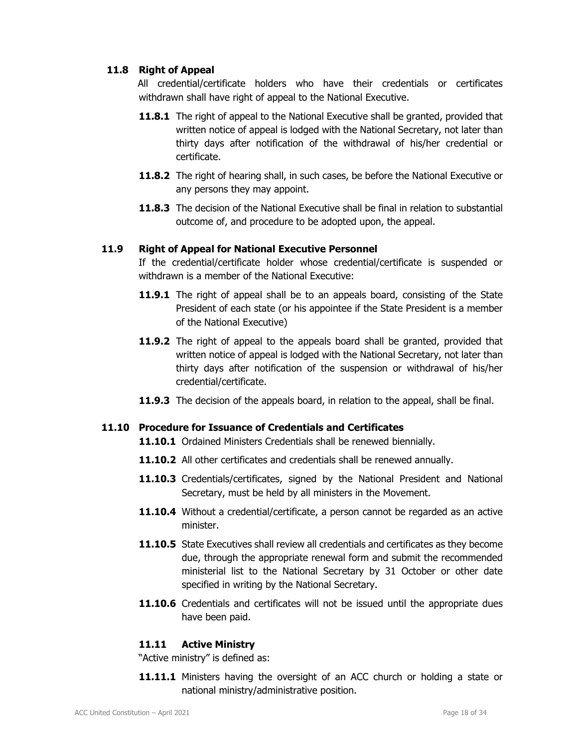### 11.8 Right of Appeal

All credential/certificate holders who have their credentials or certificates withdrawn shall have right of appeal to the National Executive.

**11.8.1** The right of appeal to the National Executive shall be granted, provided that written notice of appeal is lodged with the National Secretary, not later than thirty days after notification of the withdrawal of his/her credential or certificate.

**11.8.2** The right of hearing shall, in such cases, be before the National Executive or any persons they may appoint.

**11.8.3** The decision of the National Executive shall be final in relation to substantial outcome of, and procedure to be adopted upon, the appeal.

### 11.9 Right of Appeal for National Executive Personnel

If the credential/certificate holder whose credential/certificate is suspended or withdrawn is a member of the National Executive:

**11.9.1** The right of appeal shall be to an appeals board, consisting of the State President of each state (or his appointee if the State President is a member of the National Executive)

**11.9.2** The right of appeal to the appeals board shall be granted, provided that written notice of appeal is lodged with the National Secretary, not later than thirty days after notification of the suspension or withdrawal of his/her credential/certificate.

**11.9.3** The decision of the appeals board, in relation to the appeal, shall be final.

### 11.10 Procedure for Issuance of Credentials and Certificates

**11.10.1** Ordained Ministers Credentials shall be renewed biennially.

**11.10.2** All other certificates and credentials shall be renewed annually.

**11.10.3** Credentials/certificates, signed by the National President and National Secretary, must be held by all ministers in the Movement.

**11.10.4** Without a credential/certificate, a person cannot be regarded as an active minister.

**11.10.5** State Executives shall review all credentials and certificates as they become due, through the appropriate renewal form and submit the recommended ministerial list to the National Secretary by 31 October or other date specified in writing by the National Secretary.

**11.10.6** Credentials and certificates will not be issued until the appropriate dues have been paid.

### 11.11 Active Ministry

"Active ministry" is defined as:

**11.11.1** Ministers having the oversight of an ACC church or holding a state or national ministry/administrative position.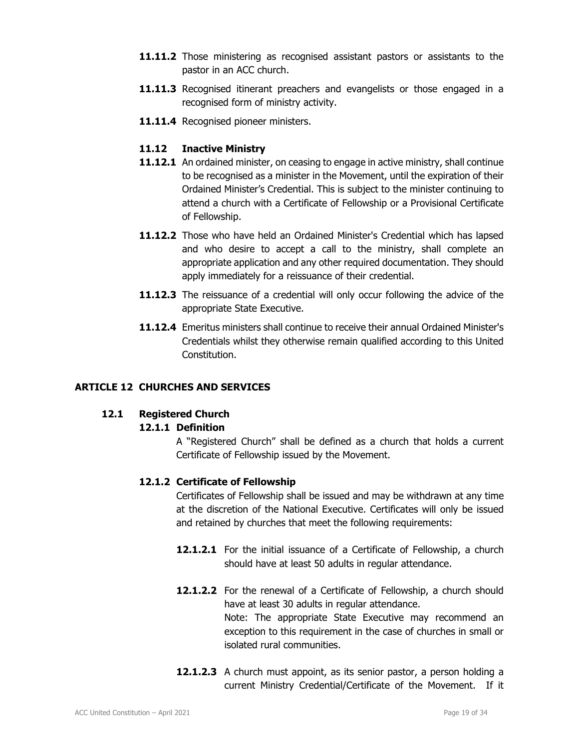**11.11.2** Those ministering as recognised assistant pastors or assistants to the pastor in an ACC church.

**11.11.3** Recognised itinerant preachers and evangelists or those engaged in a recognised form of ministry activity.

**11.11.4** Recognised pioneer ministers.

### 11.12 Inactive Ministry

**11.12.1** An ordained minister, on ceasing to engage in active ministry, shall continue to be recognised as a minister in the Movement, until the expiration of their Ordained Minister's Credential. This is subject to the minister continuing to attend a church with a Certificate of Fellowship or a Provisional Certificate of Fellowship.

**11.12.2** Those who have held an Ordained Minister's Credential which has lapsed and who desire to accept a call to the ministry, shall complete an appropriate application and any other required documentation. They should apply immediately for a reissuance of their credential.

**11.12.3** The reissuance of a credential will only occur following the advice of the appropriate State Executive.

**11.12.4** Emeritus ministers shall continue to receive their annual Ordained Minister's Credentials whilst they otherwise remain qualified according to this United Constitution.

## ARTICLE 12 CHURCHES AND SERVICES

### 12.1 Registered Church

#### 12.1.1 Definition

A "Registered Church" shall be defined as a church that holds a current Certificate of Fellowship issued by the Movement.

#### 12.1.2 Certificate of Fellowship

Certificates of Fellowship shall be issued and may be withdrawn at any time at the discretion of the National Executive. Certificates will only be issued and retained by churches that meet the following requirements:

**12.1.2.1** For the initial issuance of a Certificate of Fellowship, a church should have at least 50 adults in regular attendance.

**12.1.2.2** For the renewal of a Certificate of Fellowship, a church should have at least 30 adults in regular attendance.
Note: The appropriate State Executive may recommend an exception to this requirement in the case of churches in small or isolated rural communities.

**12.1.2.3** A church must appoint, as its senior pastor, a person holding a current Ministry Credential/Certificate of the Movement. If it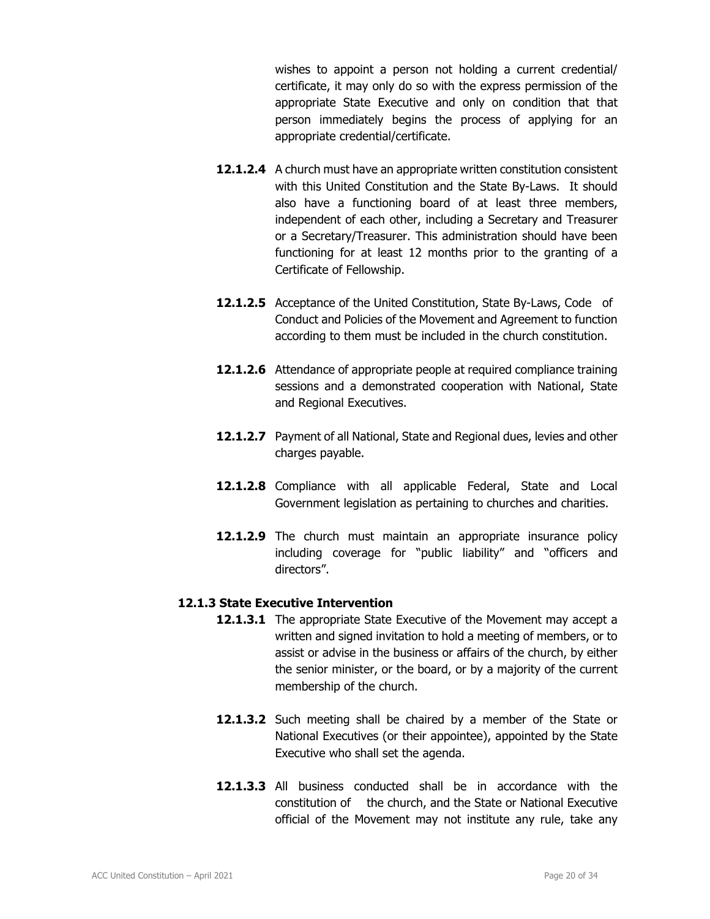wishes to appoint a person not holding a current credential/ certificate, it may only do so with the express permission of the appropriate State Executive and only on condition that that person immediately begins the process of applying for an appropriate credential/certificate.

**12.1.2.4** A church must have an appropriate written constitution consistent with this United Constitution and the State By-Laws. It should also have a functioning board of at least three members, independent of each other, including a Secretary and Treasurer or a Secretary/Treasurer. This administration should have been functioning for at least 12 months prior to the granting of a Certificate of Fellowship.

**12.1.2.5** Acceptance of the United Constitution, State By-Laws, Code of Conduct and Policies of the Movement and Agreement to function according to them must be included in the church constitution.

**12.1.2.6** Attendance of appropriate people at required compliance training sessions and a demonstrated cooperation with National, State and Regional Executives.

**12.1.2.7** Payment of all National, State and Regional dues, levies and other charges payable.

**12.1.2.8** Compliance with all applicable Federal, State and Local Government legislation as pertaining to churches and charities.

**12.1.2.9** The church must maintain an appropriate insurance policy including coverage for "public liability" and "officers and directors".

### 12.1.3 State Executive Intervention

**12.1.3.1** The appropriate State Executive of the Movement may accept a written and signed invitation to hold a meeting of members, or to assist or advise in the business or affairs of the church, by either the senior minister, or the board, or by a majority of the current membership of the church.

**12.1.3.2** Such meeting shall be chaired by a member of the State or National Executives (or their appointee), appointed by the State Executive who shall set the agenda.

**12.1.3.3** All business conducted shall be in accordance with the constitution of the church, and the State or National Executive official of the Movement may not institute any rule, take any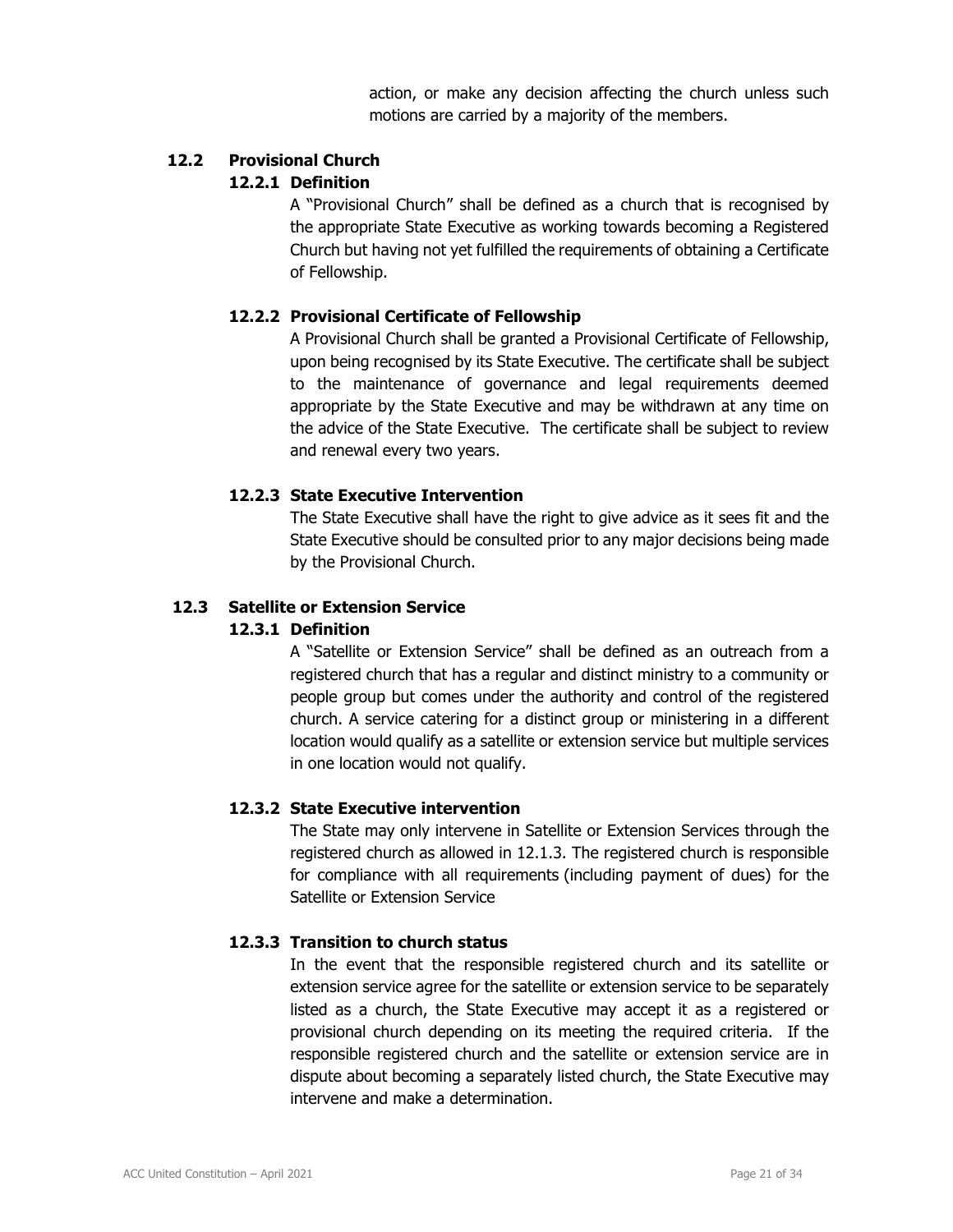action, or make any decision affecting the church unless such motions are carried by a majority of the members.

## 12.2 Provisional Church

### 12.2.1 Definition

A "Provisional Church" shall be defined as a church that is recognised by the appropriate State Executive as working towards becoming a Registered Church but having not yet fulfilled the requirements of obtaining a Certificate of Fellowship.

### 12.2.2 Provisional Certificate of Fellowship

A Provisional Church shall be granted a Provisional Certificate of Fellowship, upon being recognised by its State Executive. The certificate shall be subject to the maintenance of governance and legal requirements deemed appropriate by the State Executive and may be withdrawn at any time on the advice of the State Executive. The certificate shall be subject to review and renewal every two years.

### 12.2.3 State Executive Intervention

The State Executive shall have the right to give advice as it sees fit and the State Executive should be consulted prior to any major decisions being made by the Provisional Church.

## 12.3 Satellite or Extension Service

### 12.3.1 Definition

A "Satellite or Extension Service" shall be defined as an outreach from a registered church that has a regular and distinct ministry to a community or people group but comes under the authority and control of the registered church. A service catering for a distinct group or ministering in a different location would qualify as a satellite or extension service but multiple services in one location would not qualify.

### 12.3.2 State Executive intervention

The State may only intervene in Satellite or Extension Services through the registered church as allowed in 12.1.3. The registered church is responsible for compliance with all requirements (including payment of dues) for the Satellite or Extension Service

### 12.3.3 Transition to church status

In the event that the responsible registered church and its satellite or extension service agree for the satellite or extension service to be separately listed as a church, the State Executive may accept it as a registered or provisional church depending on its meeting the required criteria. If the responsible registered church and the satellite or extension service are in dispute about becoming a separately listed church, the State Executive may intervene and make a determination.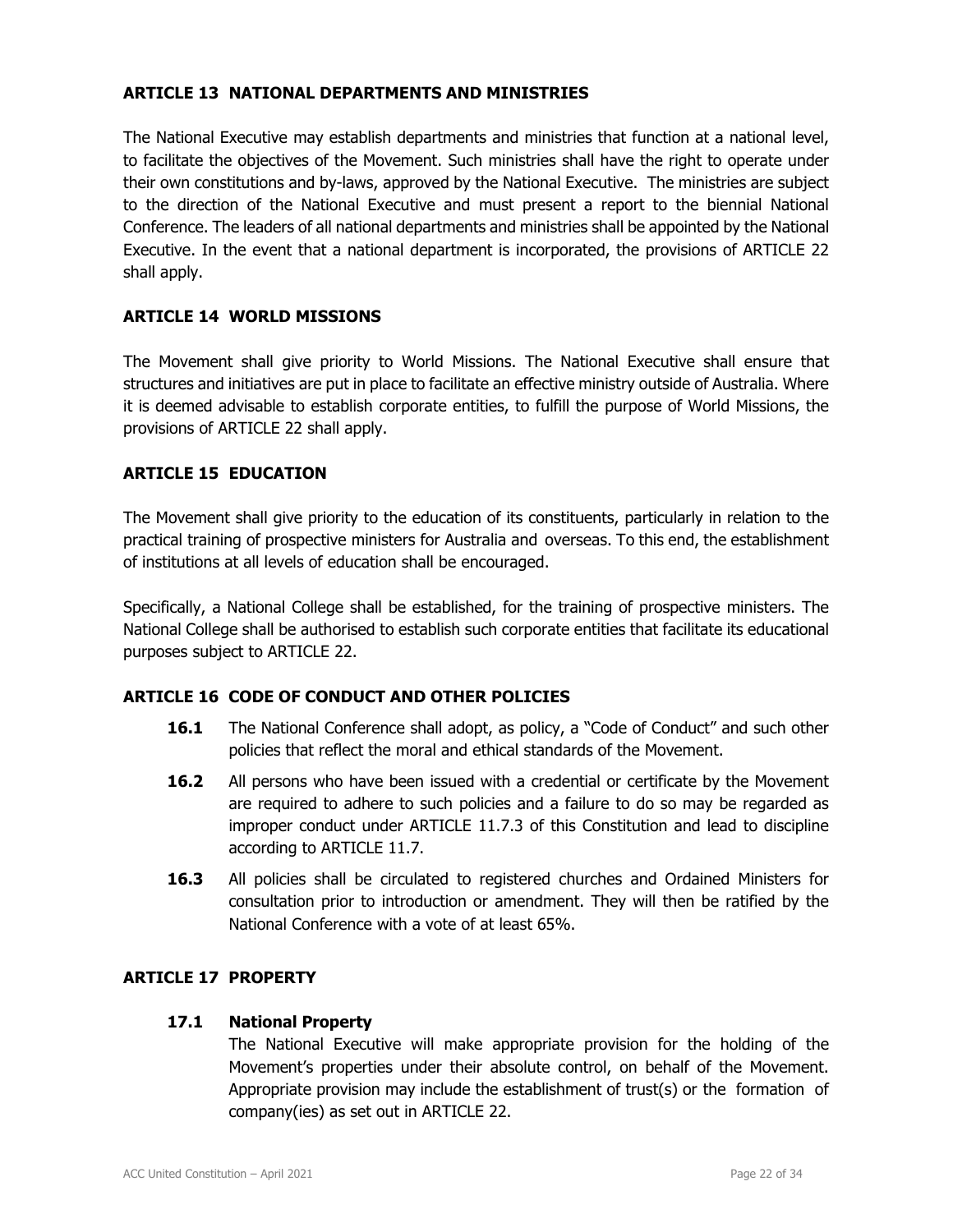## ARTICLE 13 NATIONAL DEPARTMENTS AND MINISTRIES

The National Executive may establish departments and ministries that function at a national level, to facilitate the objectives of the Movement. Such ministries shall have the right to operate under their own constitutions and by-laws, approved by the National Executive. The ministries are subject to the direction of the National Executive and must present a report to the biennial National Conference. The leaders of all national departments and ministries shall be appointed by the National Executive. In the event that a national department is incorporated, the provisions of ARTICLE 22 shall apply.

## ARTICLE 14 WORLD MISSIONS

The Movement shall give priority to World Missions. The National Executive shall ensure that structures and initiatives are put in place to facilitate an effective ministry outside of Australia. Where it is deemed advisable to establish corporate entities, to fulfill the purpose of World Missions, the provisions of ARTICLE 22 shall apply.

## ARTICLE 15 EDUCATION

The Movement shall give priority to the education of its constituents, particularly in relation to the practical training of prospective ministers for Australia and overseas. To this end, the establishment of institutions at all levels of education shall be encouraged.

Specifically, a National College shall be established, for the training of prospective ministers. The National College shall be authorised to establish such corporate entities that facilitate its educational purposes subject to ARTICLE 22.

## ARTICLE 16 CODE OF CONDUCT AND OTHER POLICIES

**16.1** The National Conference shall adopt, as policy, a "Code of Conduct" and such other policies that reflect the moral and ethical standards of the Movement.

**16.2** All persons who have been issued with a credential or certificate by the Movement are required to adhere to such policies and a failure to do so may be regarded as improper conduct under ARTICLE 11.7.3 of this Constitution and lead to discipline according to ARTICLE 11.7.

**16.3** All policies shall be circulated to registered churches and Ordained Ministers for consultation prior to introduction or amendment. They will then be ratified by the National Conference with a vote of at least 65%.

## ARTICLE 17 PROPERTY

### 17.1 National Property

The National Executive will make appropriate provision for the holding of the Movement's properties under their absolute control, on behalf of the Movement. Appropriate provision may include the establishment of trust(s) or the formation of company(ies) as set out in ARTICLE 22.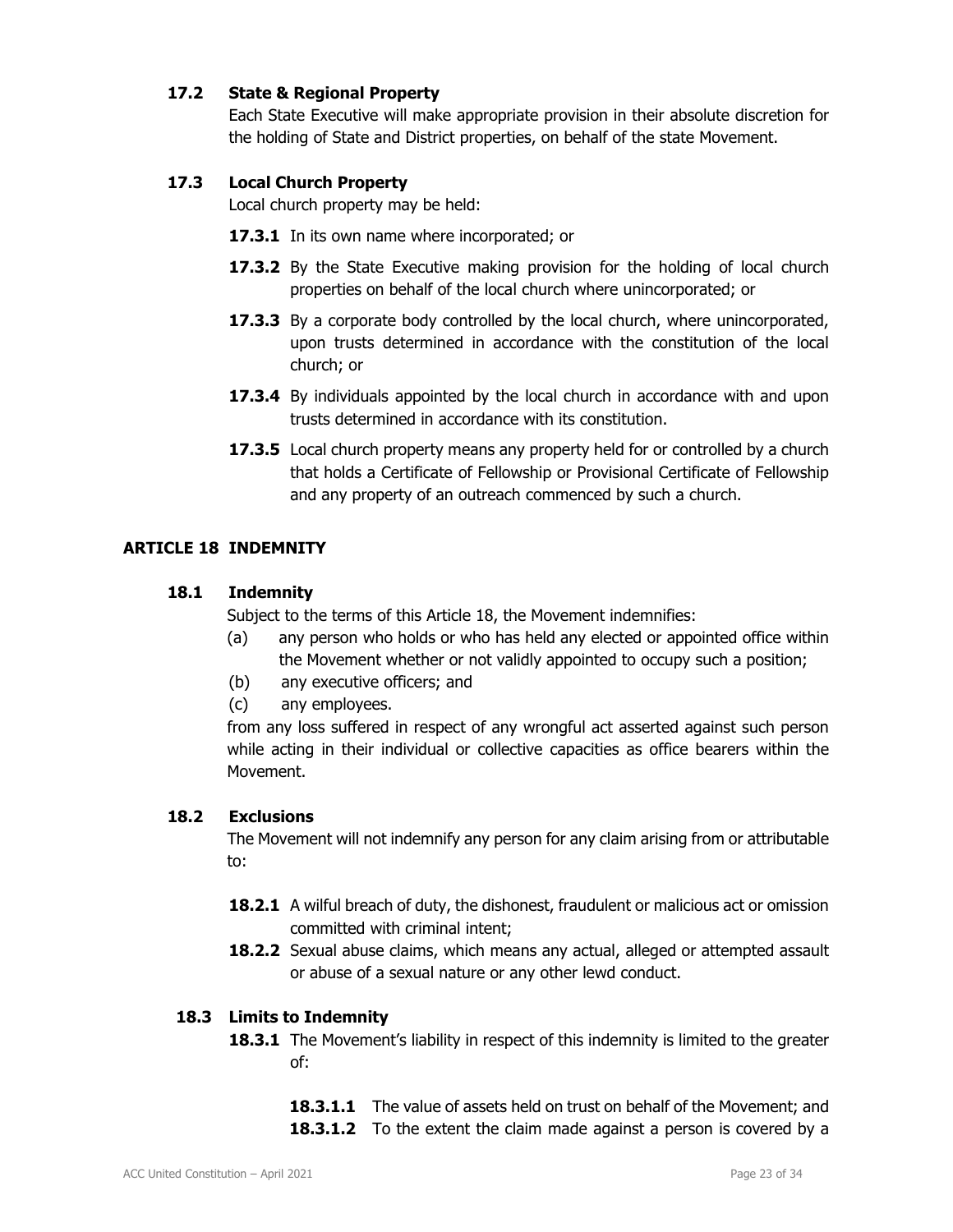### 17.2 State & Regional Property

Each State Executive will make appropriate provision in their absolute discretion for the holding of State and District properties, on behalf of the state Movement.

### 17.3 Local Church Property

Local church property may be held:

**17.3.1** In its own name where incorporated; or

**17.3.2** By the State Executive making provision for the holding of local church properties on behalf of the local church where unincorporated; or

**17.3.3** By a corporate body controlled by the local church, where unincorporated, upon trusts determined in accordance with the constitution of the local church; or

**17.3.4** By individuals appointed by the local church in accordance with and upon trusts determined in accordance with its constitution.

**17.3.5** Local church property means any property held for or controlled by a church that holds a Certificate of Fellowship or Provisional Certificate of Fellowship and any property of an outreach commenced by such a church.

## ARTICLE 18 INDEMNITY

### 18.1 Indemnity

Subject to the terms of this Article 18, the Movement indemnifies:

(a) any person who holds or who has held any elected or appointed office within the Movement whether or not validly appointed to occupy such a position;

(b) any executive officers; and

(c) any employees.

from any loss suffered in respect of any wrongful act asserted against such person while acting in their individual or collective capacities as office bearers within the Movement.

### 18.2 Exclusions

The Movement will not indemnify any person for any claim arising from or attributable to:

**18.2.1** A wilful breach of duty, the dishonest, fraudulent or malicious act or omission committed with criminal intent;

**18.2.2** Sexual abuse claims, which means any actual, alleged or attempted assault or abuse of a sexual nature or any other lewd conduct.

### 18.3 Limits to Indemnity

**18.3.1** The Movement's liability in respect of this indemnity is limited to the greater of:

**18.3.1.1** The value of assets held on trust on behalf of the Movement; and

**18.3.1.2** To the extent the claim made against a person is covered by a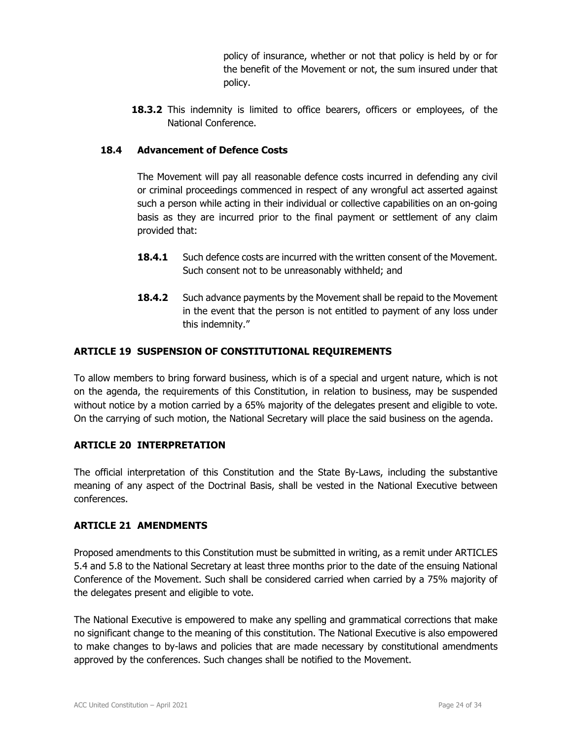policy of insurance, whether or not that policy is held by or for the benefit of the Movement or not, the sum insured under that policy.

**18.3.2** This indemnity is limited to office bearers, officers or employees, of the National Conference.

### 18.4 Advancement of Defence Costs

The Movement will pay all reasonable defence costs incurred in defending any civil or criminal proceedings commenced in respect of any wrongful act asserted against such a person while acting in their individual or collective capabilities on an on-going basis as they are incurred prior to the final payment or settlement of any claim provided that:

**18.4.1** Such defence costs are incurred with the written consent of the Movement. Such consent not to be unreasonably withheld; and

**18.4.2** Such advance payments by the Movement shall be repaid to the Movement in the event that the person is not entitled to payment of any loss under this indemnity."

## ARTICLE 19 SUSPENSION OF CONSTITUTIONAL REQUIREMENTS

To allow members to bring forward business, which is of a special and urgent nature, which is not on the agenda, the requirements of this Constitution, in relation to business, may be suspended without notice by a motion carried by a 65% majority of the delegates present and eligible to vote. On the carrying of such motion, the National Secretary will place the said business on the agenda.

## ARTICLE 20 INTERPRETATION

The official interpretation of this Constitution and the State By-Laws, including the substantive meaning of any aspect of the Doctrinal Basis, shall be vested in the National Executive between conferences.

## ARTICLE 21 AMENDMENTS

Proposed amendments to this Constitution must be submitted in writing, as a remit under ARTICLES 5.4 and 5.8 to the National Secretary at least three months prior to the date of the ensuing National Conference of the Movement. Such shall be considered carried when carried by a 75% majority of the delegates present and eligible to vote.

The National Executive is empowered to make any spelling and grammatical corrections that make no significant change to the meaning of this constitution. The National Executive is also empowered to make changes to by-laws and policies that are made necessary by constitutional amendments approved by the conferences. Such changes shall be notified to the Movement.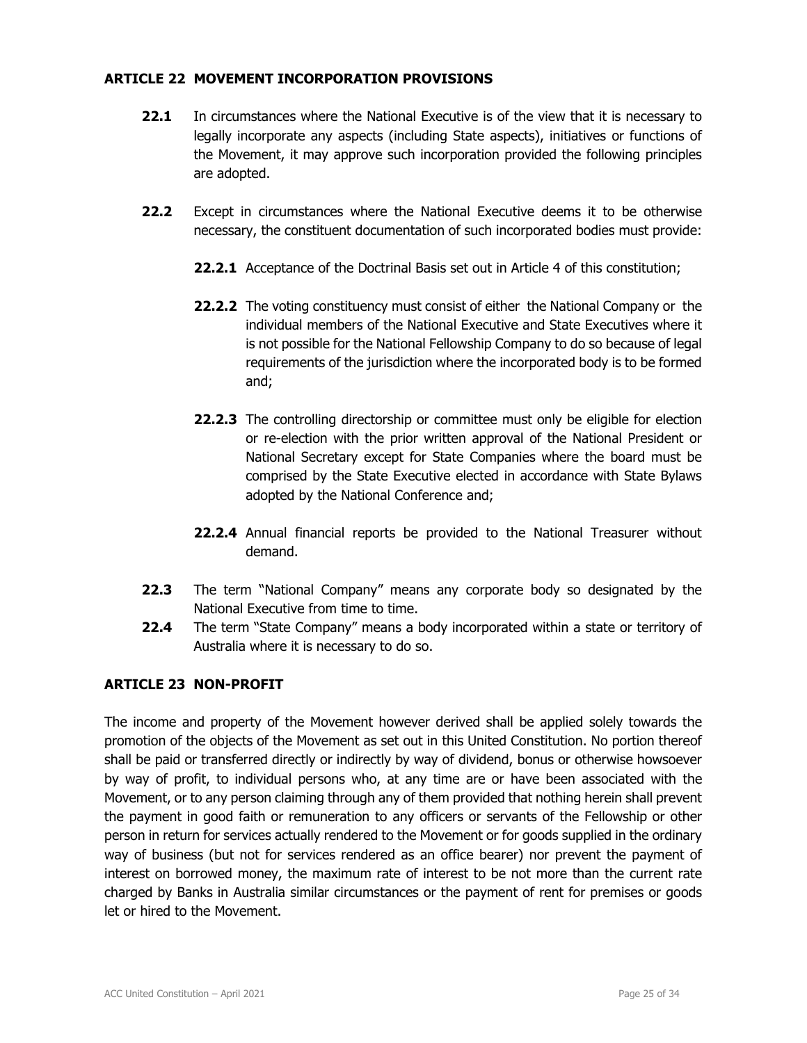## ARTICLE 22 MOVEMENT INCORPORATION PROVISIONS

**22.1** In circumstances where the National Executive is of the view that it is necessary to legally incorporate any aspects (including State aspects), initiatives or functions of the Movement, it may approve such incorporation provided the following principles are adopted.

**22.2** Except in circumstances where the National Executive deems it to be otherwise necessary, the constituent documentation of such incorporated bodies must provide:

**22.2.1** Acceptance of the Doctrinal Basis set out in Article 4 of this constitution;

**22.2.2** The voting constituency must consist of either the National Company or the individual members of the National Executive and State Executives where it is not possible for the National Fellowship Company to do so because of legal requirements of the jurisdiction where the incorporated body is to be formed and;

**22.2.3** The controlling directorship or committee must only be eligible for election or re-election with the prior written approval of the National President or National Secretary except for State Companies where the board must be comprised by the State Executive elected in accordance with State Bylaws adopted by the National Conference and;

**22.2.4** Annual financial reports be provided to the National Treasurer without demand.

**22.3** The term "National Company" means any corporate body so designated by the National Executive from time to time.

**22.4** The term "State Company" means a body incorporated within a state or territory of Australia where it is necessary to do so.

## ARTICLE 23 NON-PROFIT

The income and property of the Movement however derived shall be applied solely towards the promotion of the objects of the Movement as set out in this United Constitution. No portion thereof shall be paid or transferred directly or indirectly by way of dividend, bonus or otherwise howsoever by way of profit, to individual persons who, at any time are or have been associated with the Movement, or to any person claiming through any of them provided that nothing herein shall prevent the payment in good faith or remuneration to any officers or servants of the Fellowship or other person in return for services actually rendered to the Movement or for goods supplied in the ordinary way of business (but not for services rendered as an office bearer) nor prevent the payment of interest on borrowed money, the maximum rate of interest to be not more than the current rate charged by Banks in Australia similar circumstances or the payment of rent for premises or goods let or hired to the Movement.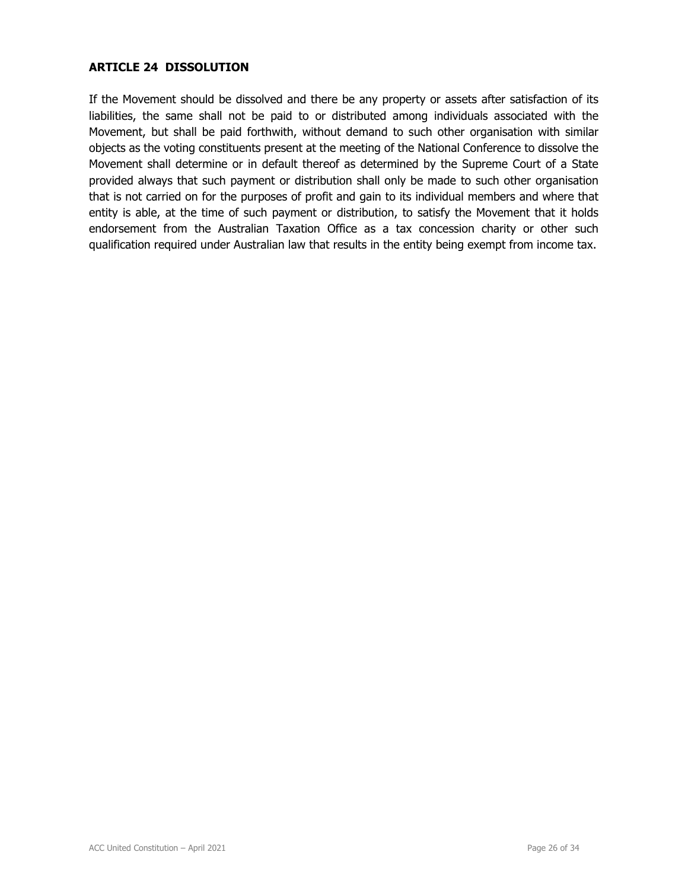## ARTICLE 24 DISSOLUTION

If the Movement should be dissolved and there be any property or assets after satisfaction of its liabilities, the same shall not be paid to or distributed among individuals associated with the Movement, but shall be paid forthwith, without demand to such other organisation with similar objects as the voting constituents present at the meeting of the National Conference to dissolve the Movement shall determine or in default thereof as determined by the Supreme Court of a State provided always that such payment or distribution shall only be made to such other organisation that is not carried on for the purposes of profit and gain to its individual members and where that entity is able, at the time of such payment or distribution, to satisfy the Movement that it holds endorsement from the Australian Taxation Office as a tax concession charity or other such qualification required under Australian law that results in the entity being exempt from income tax.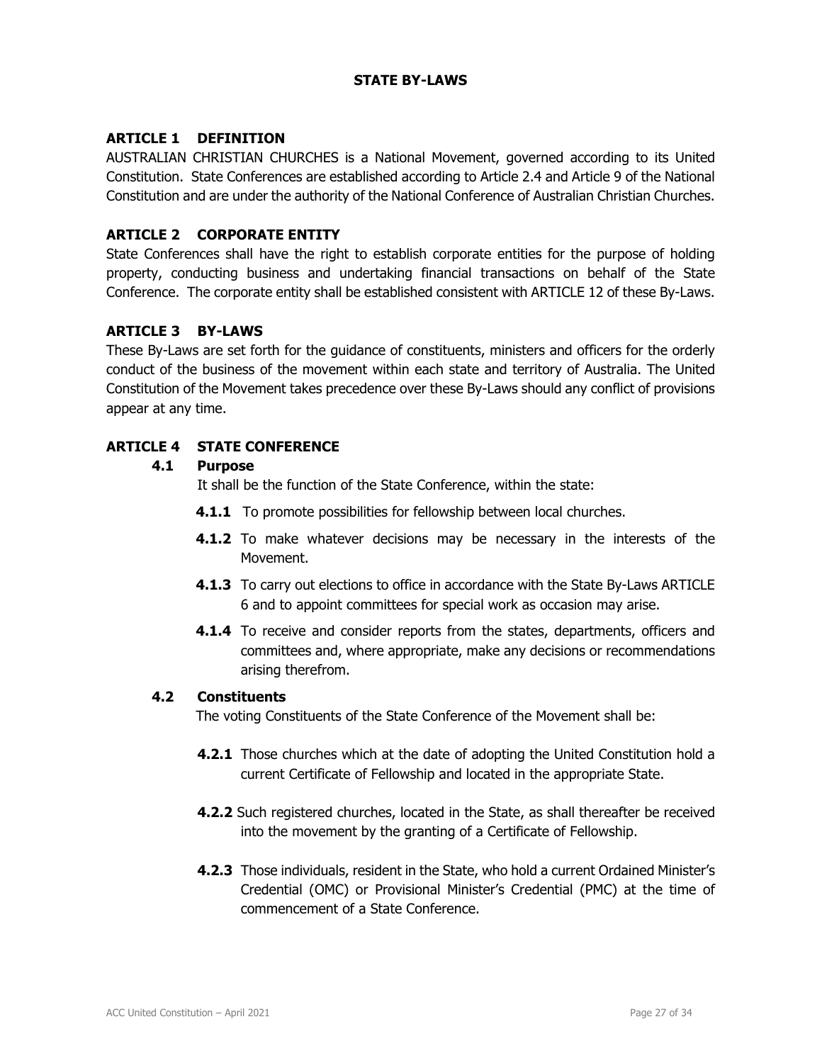# STATE BY-LAWS

## ARTICLE 1 DEFINITION

AUSTRALIAN CHRISTIAN CHURCHES is a National Movement, governed according to its United Constitution. State Conferences are established according to Article 2.4 and Article 9 of the National Constitution and are under the authority of the National Conference of Australian Christian Churches.

## ARTICLE 2 CORPORATE ENTITY

State Conferences shall have the right to establish corporate entities for the purpose of holding property, conducting business and undertaking financial transactions on behalf of the State Conference. The corporate entity shall be established consistent with ARTICLE 12 of these By-Laws.

## ARTICLE 3 BY-LAWS

These By-Laws are set forth for the guidance of constituents, ministers and officers for the orderly conduct of the business of the movement within each state and territory of Australia. The United Constitution of the Movement takes precedence over these By-Laws should any conflict of provisions appear at any time.

## ARTICLE 4 STATE CONFERENCE

### 4.1 Purpose

It shall be the function of the State Conference, within the state:

**4.1.1** To promote possibilities for fellowship between local churches.

**4.1.2** To make whatever decisions may be necessary in the interests of the Movement.

**4.1.3** To carry out elections to office in accordance with the State By-Laws ARTICLE 6 and to appoint committees for special work as occasion may arise.

**4.1.4** To receive and consider reports from the states, departments, officers and committees and, where appropriate, make any decisions or recommendations arising therefrom.

### 4.2 Constituents

The voting Constituents of the State Conference of the Movement shall be:

**4.2.1** Those churches which at the date of adopting the United Constitution hold a current Certificate of Fellowship and located in the appropriate State.

**4.2.2** Such registered churches, located in the State, as shall thereafter be received into the movement by the granting of a Certificate of Fellowship.

**4.2.3** Those individuals, resident in the State, who hold a current Ordained Minister's Credential (OMC) or Provisional Minister's Credential (PMC) at the time of commencement of a State Conference.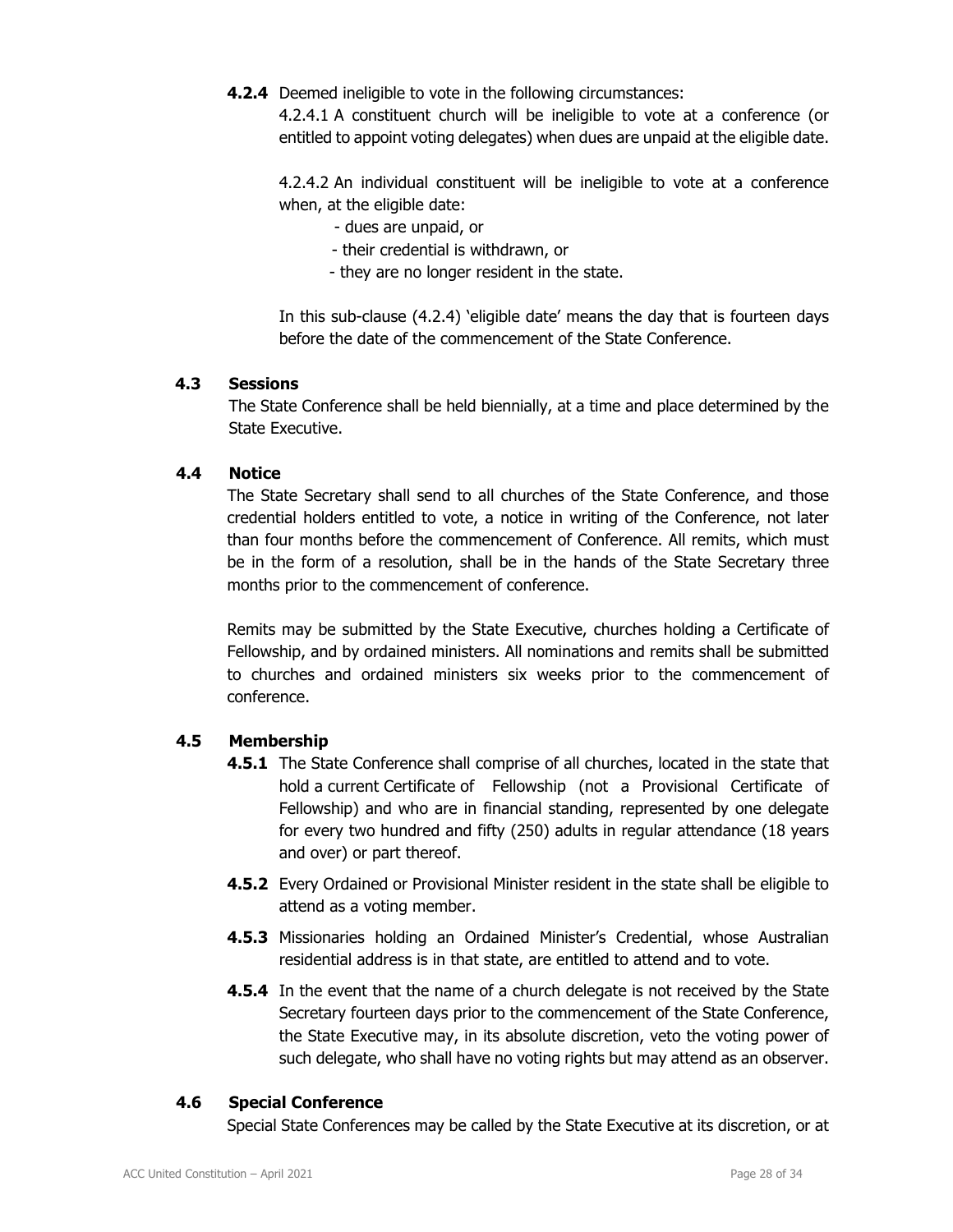**4.2.4** Deemed ineligible to vote in the following circumstances:

4.2.4.1 A constituent church will be ineligible to vote at a conference (or entitled to appoint voting delegates) when dues are unpaid at the eligible date.

4.2.4.2 An individual constituent will be ineligible to vote at a conference when, at the eligible date:

- dues are unpaid, or
- their credential is withdrawn, or
- they are no longer resident in the state.

In this sub-clause (4.2.4) 'eligible date' means the day that is fourteen days before the date of the commencement of the State Conference.

### 4.3 Sessions

The State Conference shall be held biennially, at a time and place determined by the State Executive.

### 4.4 Notice

The State Secretary shall send to all churches of the State Conference, and those credential holders entitled to vote, a notice in writing of the Conference, not later than four months before the commencement of Conference. All remits, which must be in the form of a resolution, shall be in the hands of the State Secretary three months prior to the commencement of conference.

Remits may be submitted by the State Executive, churches holding a Certificate of Fellowship, and by ordained ministers. All nominations and remits shall be submitted to churches and ordained ministers six weeks prior to the commencement of conference.

### 4.5 Membership

**4.5.1** The State Conference shall comprise of all churches, located in the state that hold a current Certificate of Fellowship (not a Provisional Certificate of Fellowship) and who are in financial standing, represented by one delegate for every two hundred and fifty (250) adults in regular attendance (18 years and over) or part thereof.

**4.5.2** Every Ordained or Provisional Minister resident in the state shall be eligible to attend as a voting member.

**4.5.3** Missionaries holding an Ordained Minister's Credential, whose Australian residential address is in that state, are entitled to attend and to vote.

**4.5.4** In the event that the name of a church delegate is not received by the State Secretary fourteen days prior to the commencement of the State Conference, the State Executive may, in its absolute discretion, veto the voting power of such delegate, who shall have no voting rights but may attend as an observer.

### 4.6 Special Conference

Special State Conferences may be called by the State Executive at its discretion, or at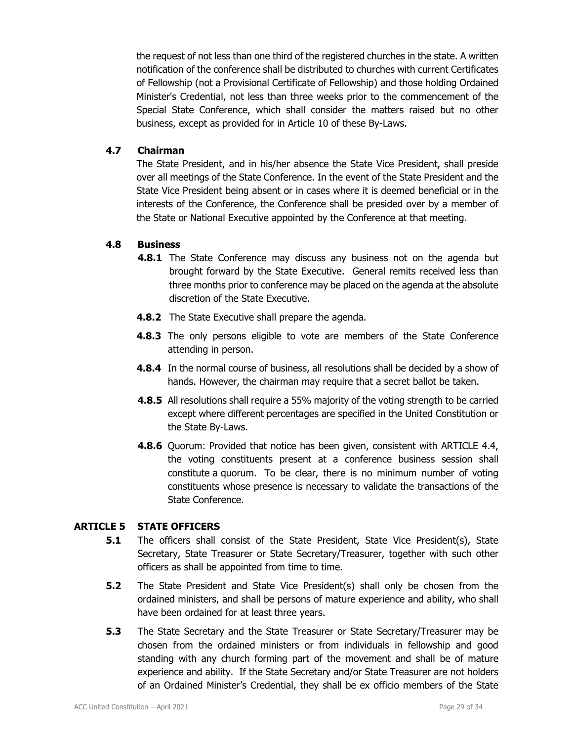the request of not less than one third of the registered churches in the state. A written notification of the conference shall be distributed to churches with current Certificates of Fellowship (not a Provisional Certificate of Fellowship) and those holding Ordained Minister's Credential, not less than three weeks prior to the commencement of the Special State Conference, which shall consider the matters raised but no other business, except as provided for in Article 10 of these By-Laws.

### 4.7 Chairman

The State President, and in his/her absence the State Vice President, shall preside over all meetings of the State Conference. In the event of the State President and the State Vice President being absent or in cases where it is deemed beneficial or in the interests of the Conference, the Conference shall be presided over by a member of the State or National Executive appointed by the Conference at that meeting.

### 4.8 Business

**4.8.1** The State Conference may discuss any business not on the agenda but brought forward by the State Executive. General remits received less than three months prior to conference may be placed on the agenda at the absolute discretion of the State Executive.

**4.8.2** The State Executive shall prepare the agenda.

**4.8.3** The only persons eligible to vote are members of the State Conference attending in person.

**4.8.4** In the normal course of business, all resolutions shall be decided by a show of hands. However, the chairman may require that a secret ballot be taken.

**4.8.5** All resolutions shall require a 55% majority of the voting strength to be carried except where different percentages are specified in the United Constitution or the State By-Laws.

**4.8.6** Quorum: Provided that notice has been given, consistent with ARTICLE 4.4, the voting constituents present at a conference business session shall constitute a quorum. To be clear, there is no minimum number of voting constituents whose presence is necessary to validate the transactions of the State Conference.

## ARTICLE 5 STATE OFFICERS

**5.1** The officers shall consist of the State President, State Vice President(s), State Secretary, State Treasurer or State Secretary/Treasurer, together with such other officers as shall be appointed from time to time.

**5.2** The State President and State Vice President(s) shall only be chosen from the ordained ministers, and shall be persons of mature experience and ability, who shall have been ordained for at least three years.

**5.3** The State Secretary and the State Treasurer or State Secretary/Treasurer may be chosen from the ordained ministers or from individuals in fellowship and good standing with any church forming part of the movement and shall be of mature experience and ability. If the State Secretary and/or State Treasurer are not holders of an Ordained Minister's Credential, they shall be ex officio members of the State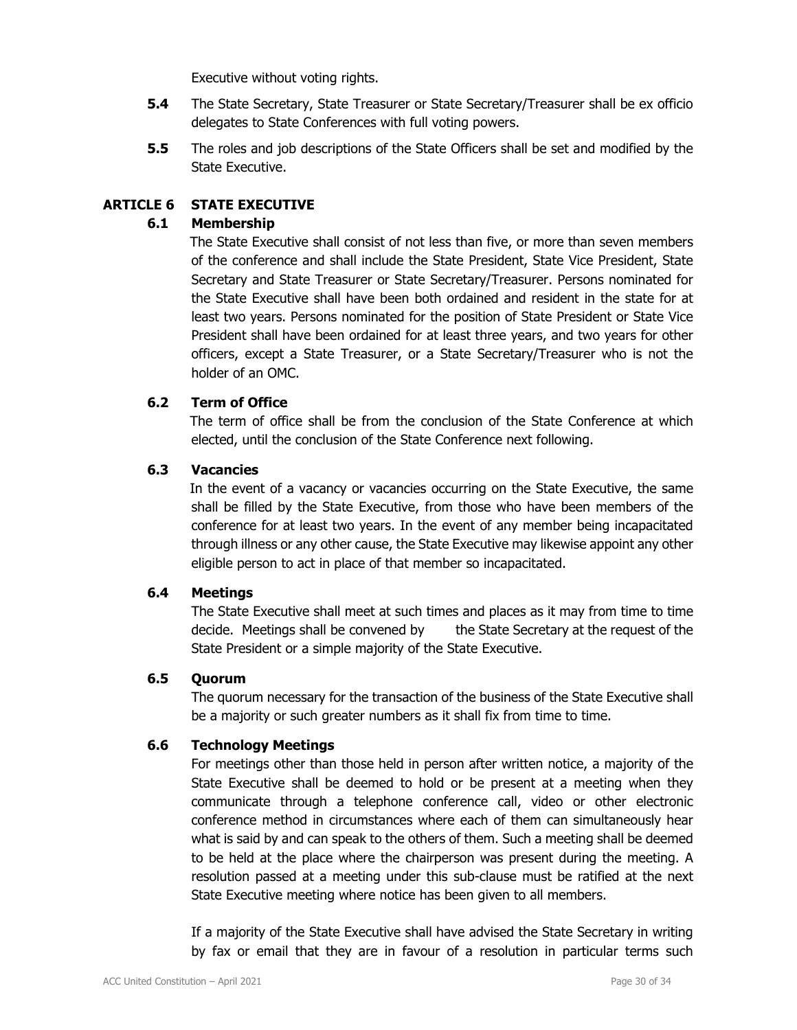Executive without voting rights.

**5.4** The State Secretary, State Treasurer or State Secretary/Treasurer shall be ex officio delegates to State Conferences with full voting powers.

**5.5** The roles and job descriptions of the State Officers shall be set and modified by the State Executive.

## ARTICLE 6 STATE EXECUTIVE

### 6.1 Membership

The State Executive shall consist of not less than five, or more than seven members of the conference and shall include the State President, State Vice President, State Secretary and State Treasurer or State Secretary/Treasurer. Persons nominated for the State Executive shall have been both ordained and resident in the state for at least two years. Persons nominated for the position of State President or State Vice President shall have been ordained for at least three years, and two years for other officers, except a State Treasurer, or a State Secretary/Treasurer who is not the holder of an OMC.

### 6.2 Term of Office

The term of office shall be from the conclusion of the State Conference at which elected, until the conclusion of the State Conference next following.

### 6.3 Vacancies

In the event of a vacancy or vacancies occurring on the State Executive, the same shall be filled by the State Executive, from those who have been members of the conference for at least two years. In the event of any member being incapacitated through illness or any other cause, the State Executive may likewise appoint any other eligible person to act in place of that member so incapacitated.

### 6.4 Meetings

The State Executive shall meet at such times and places as it may from time to time decide. Meetings shall be convened by the State Secretary at the request of the State President or a simple majority of the State Executive.

### 6.5 Quorum

The quorum necessary for the transaction of the business of the State Executive shall be a majority or such greater numbers as it shall fix from time to time.

### 6.6 Technology Meetings

For meetings other than those held in person after written notice, a majority of the State Executive shall be deemed to hold or be present at a meeting when they communicate through a telephone conference call, video or other electronic conference method in circumstances where each of them can simultaneously hear what is said by and can speak to the others of them. Such a meeting shall be deemed to be held at the place where the chairperson was present during the meeting. A resolution passed at a meeting under this sub-clause must be ratified at the next State Executive meeting where notice has been given to all members.

If a majority of the State Executive shall have advised the State Secretary in writing by fax or email that they are in favour of a resolution in particular terms such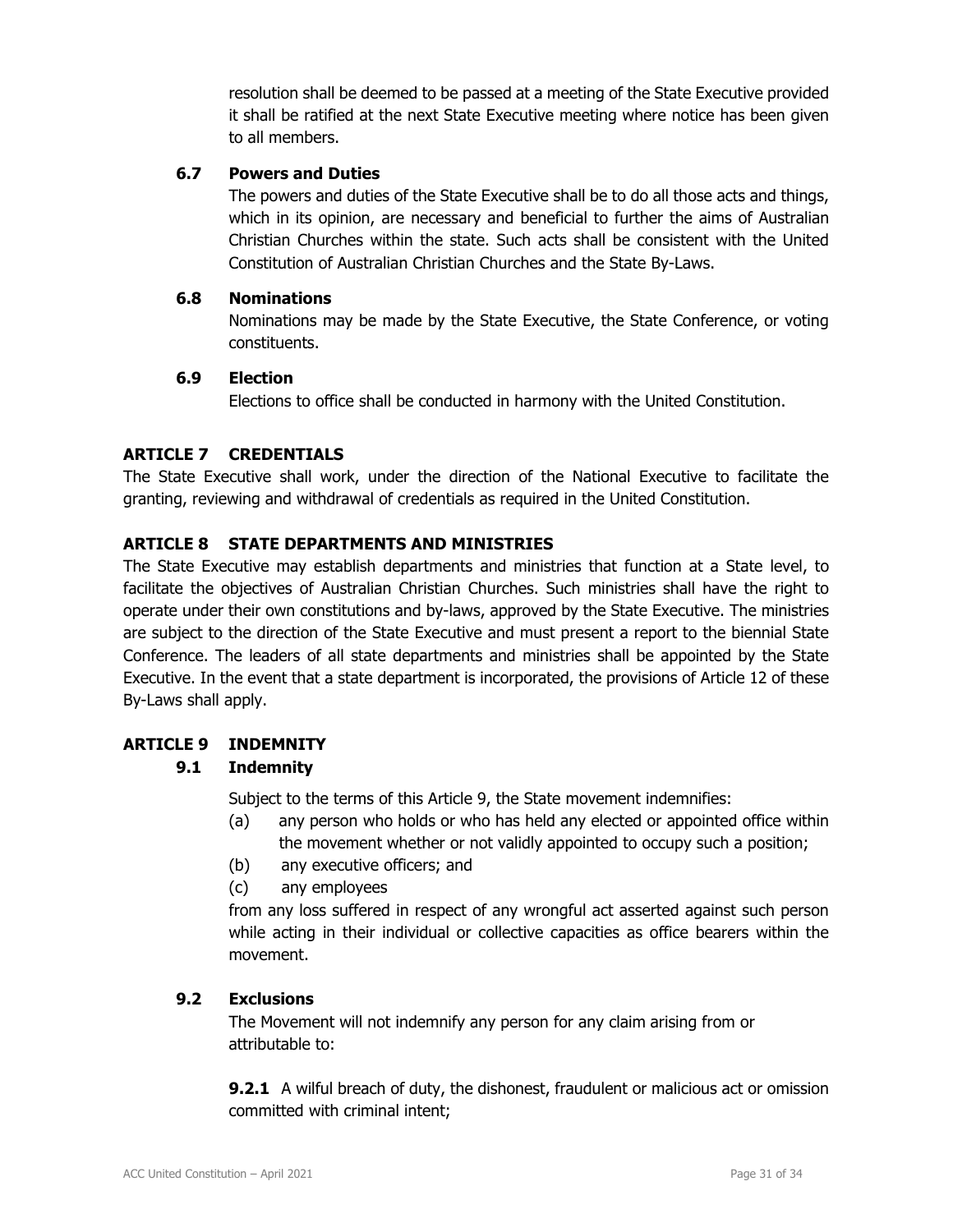resolution shall be deemed to be passed at a meeting of the State Executive provided it shall be ratified at the next State Executive meeting where notice has been given to all members.

### 6.7 Powers and Duties

The powers and duties of the State Executive shall be to do all those acts and things, which in its opinion, are necessary and beneficial to further the aims of Australian Christian Churches within the state. Such acts shall be consistent with the United Constitution of Australian Christian Churches and the State By-Laws.

### 6.8 Nominations

Nominations may be made by the State Executive, the State Conference, or voting constituents.

### 6.9 Election

Elections to office shall be conducted in harmony with the United Constitution.

## ARTICLE 7 CREDENTIALS

The State Executive shall work, under the direction of the National Executive to facilitate the granting, reviewing and withdrawal of credentials as required in the United Constitution.

## ARTICLE 8 STATE DEPARTMENTS AND MINISTRIES

The State Executive may establish departments and ministries that function at a State level, to facilitate the objectives of Australian Christian Churches. Such ministries shall have the right to operate under their own constitutions and by-laws, approved by the State Executive. The ministries are subject to the direction of the State Executive and must present a report to the biennial State Conference. The leaders of all state departments and ministries shall be appointed by the State Executive. In the event that a state department is incorporated, the provisions of Article 12 of these By-Laws shall apply.

## ARTICLE 9 INDEMNITY

### 9.1 Indemnity

Subject to the terms of this Article 9, the State movement indemnifies:

(a) any person who holds or who has held any elected or appointed office within the movement whether or not validly appointed to occupy such a position;

(b) any executive officers; and

(c) any employees

from any loss suffered in respect of any wrongful act asserted against such person while acting in their individual or collective capacities as office bearers within the movement.

### 9.2 Exclusions

The Movement will not indemnify any person for any claim arising from or attributable to:

**9.2.1** A wilful breach of duty, the dishonest, fraudulent or malicious act or omission committed with criminal intent;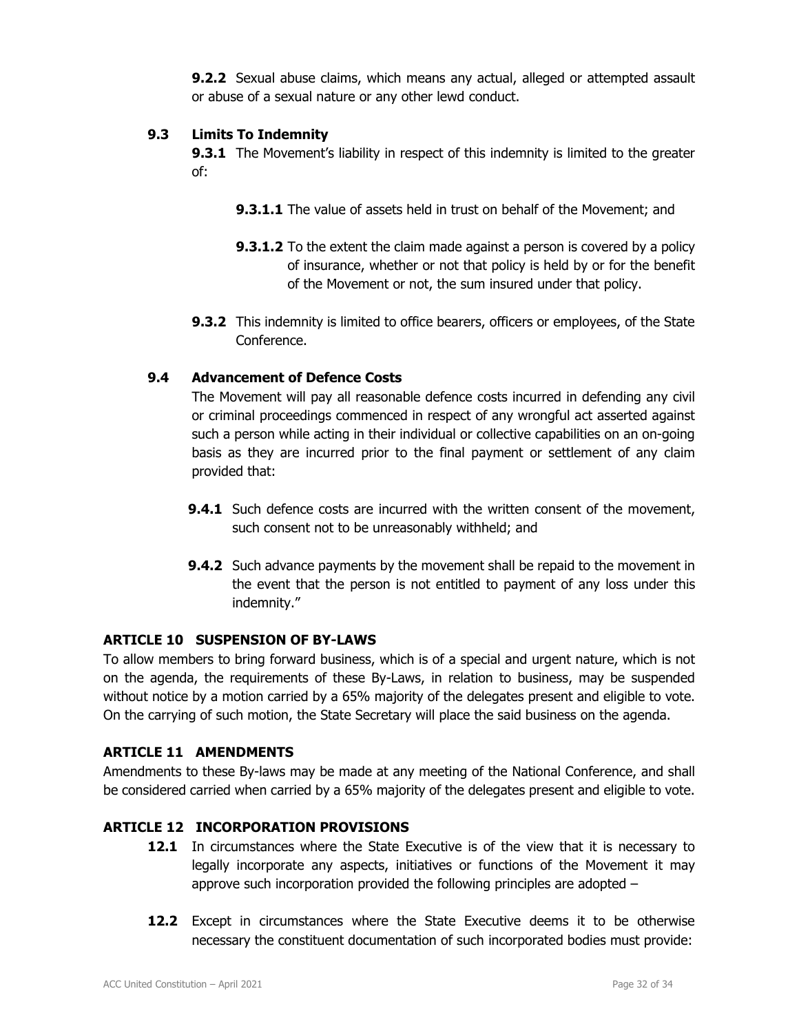**9.2.2** Sexual abuse claims, which means any actual, alleged or attempted assault or abuse of a sexual nature or any other lewd conduct.

### 9.3 Limits To Indemnity

**9.3.1** The Movement's liability in respect of this indemnity is limited to the greater of:

**9.3.1.1** The value of assets held in trust on behalf of the Movement; and

**9.3.1.2** To the extent the claim made against a person is covered by a policy of insurance, whether or not that policy is held by or for the benefit of the Movement or not, the sum insured under that policy.

**9.3.2** This indemnity is limited to office bearers, officers or employees, of the State Conference.

### 9.4 Advancement of Defence Costs

The Movement will pay all reasonable defence costs incurred in defending any civil or criminal proceedings commenced in respect of any wrongful act asserted against such a person while acting in their individual or collective capabilities on an on-going basis as they are incurred prior to the final payment or settlement of any claim provided that:

**9.4.1** Such defence costs are incurred with the written consent of the movement, such consent not to be unreasonably withheld; and

**9.4.2** Such advance payments by the movement shall be repaid to the movement in the event that the person is not entitled to payment of any loss under this indemnity."

## ARTICLE 10 SUSPENSION OF BY-LAWS

To allow members to bring forward business, which is of a special and urgent nature, which is not on the agenda, the requirements of these By-Laws, in relation to business, may be suspended without notice by a motion carried by a 65% majority of the delegates present and eligible to vote. On the carrying of such motion, the State Secretary will place the said business on the agenda.

## ARTICLE 11 AMENDMENTS

Amendments to these By-laws may be made at any meeting of the National Conference, and shall be considered carried when carried by a 65% majority of the delegates present and eligible to vote.

## ARTICLE 12 INCORPORATION PROVISIONS

**12.1** In circumstances where the State Executive is of the view that it is necessary to legally incorporate any aspects, initiatives or functions of the Movement it may approve such incorporation provided the following principles are adopted –

**12.2** Except in circumstances where the State Executive deems it to be otherwise necessary the constituent documentation of such incorporated bodies must provide: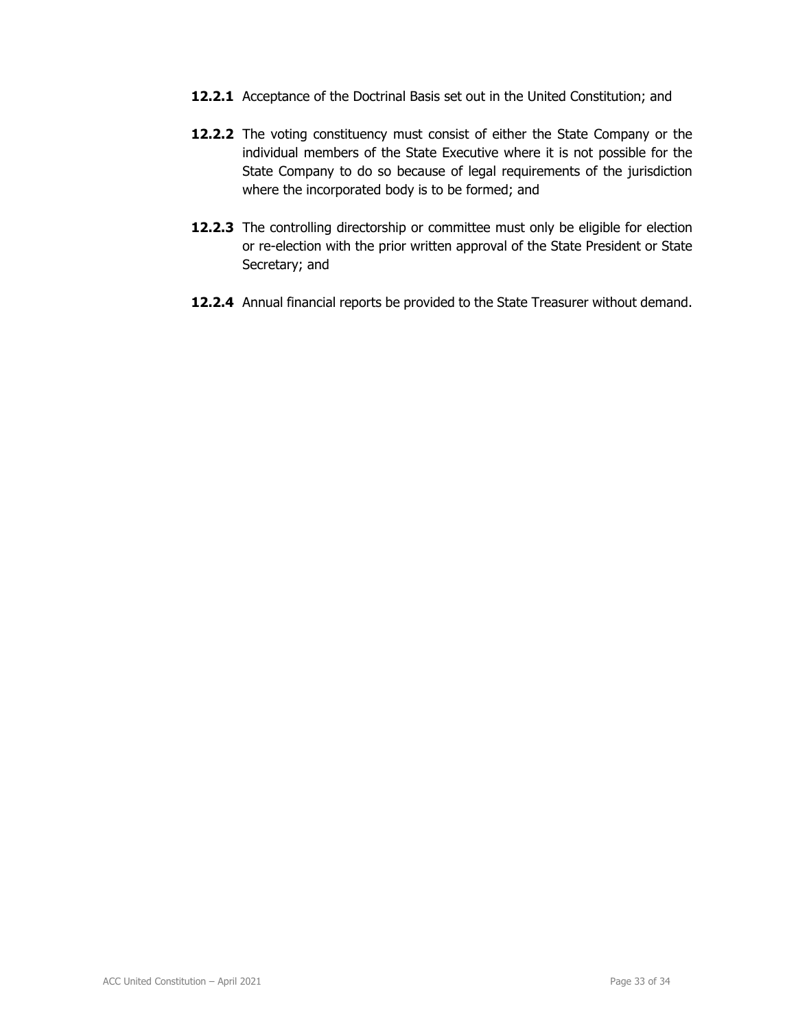**12.2.1** Acceptance of the Doctrinal Basis set out in the United Constitution; and

**12.2.2** The voting constituency must consist of either the State Company or the individual members of the State Executive where it is not possible for the State Company to do so because of legal requirements of the jurisdiction where the incorporated body is to be formed; and

**12.2.3** The controlling directorship or committee must only be eligible for election or re-election with the prior written approval of the State President or State Secretary; and

**12.2.4** Annual financial reports be provided to the State Treasurer without demand.